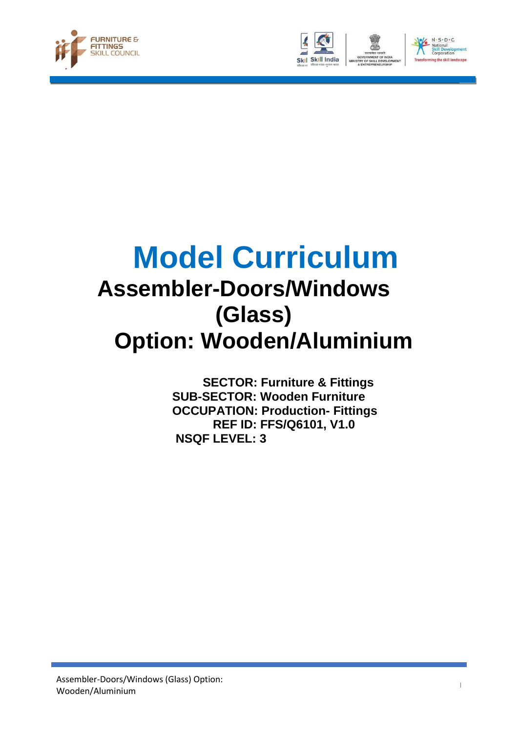# Model Curriculum

## Assembler-Doors/Windows (Glass)

## Option: Wooden/Aluminium

**SECTOR: Furniture & Fittings**
**SUB-SECTOR: Wooden Furniture**
**OCCUPATION: Production- Fittings**
**REF ID: FFS/Q6101, V1.0**
**NSQF LEVEL: 3**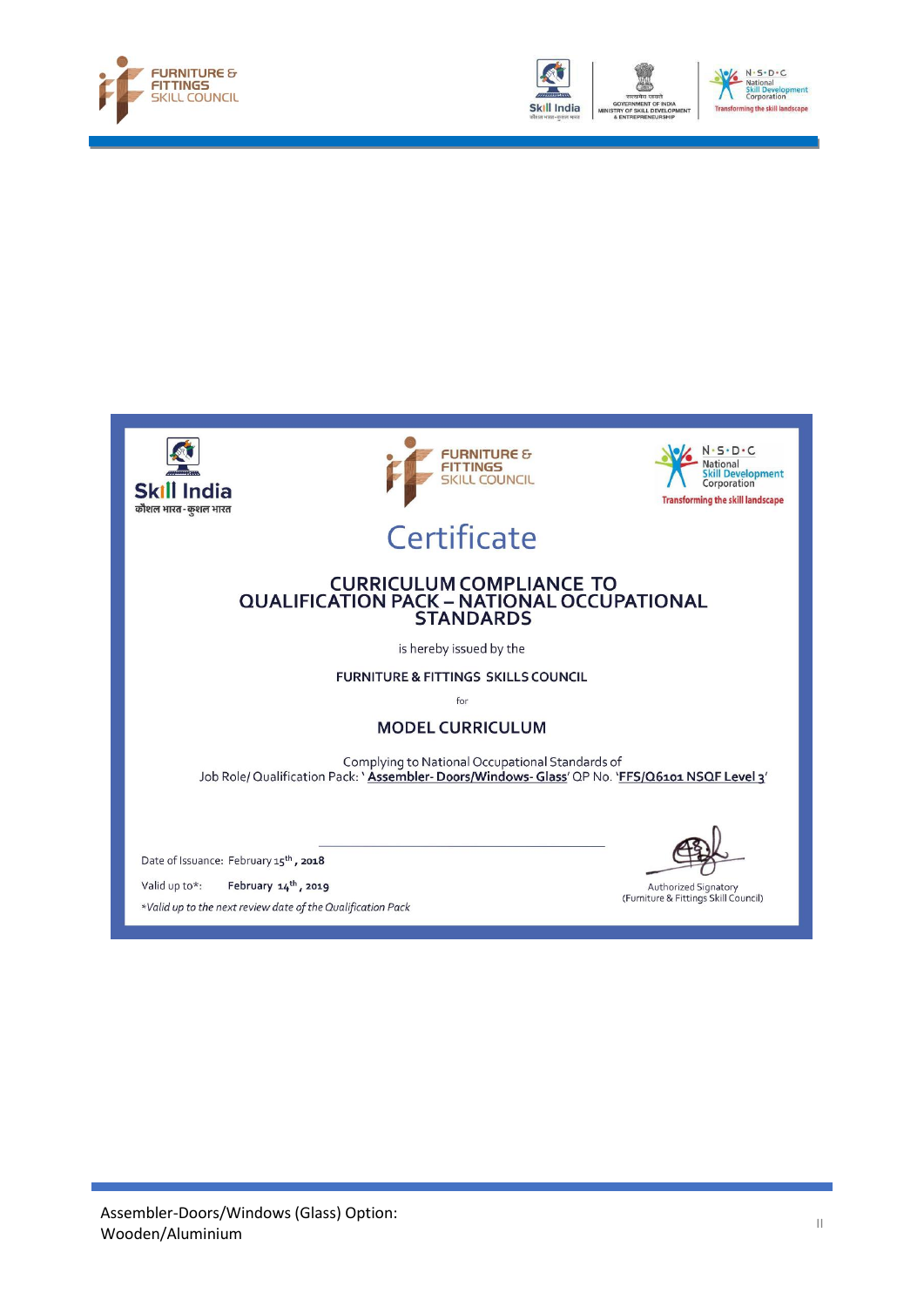# Certificate

## CURRICULUM COMPLIANCE TO QUALIFICATION PACK – NATIONAL OCCUPATIONAL STANDARDS

is hereby issued by the

**FURNITURE & FITTINGS SKILLS COUNCIL**

for

## MODEL CURRICULUM

Complying to National Occupational Standards of
Job Role/ Qualification Pack: '**Assembler- Doors/Windows- Glass**' QP No. '**FFS/Q6101 NSQF Level 3**'

Date of Issuance: February 15th, 2018

Valid up to*: February 14th, 2019

*Valid up to the next review date of the Qualification Pack*

Authorized Signatory
(Furniture & Fittings Skill Council)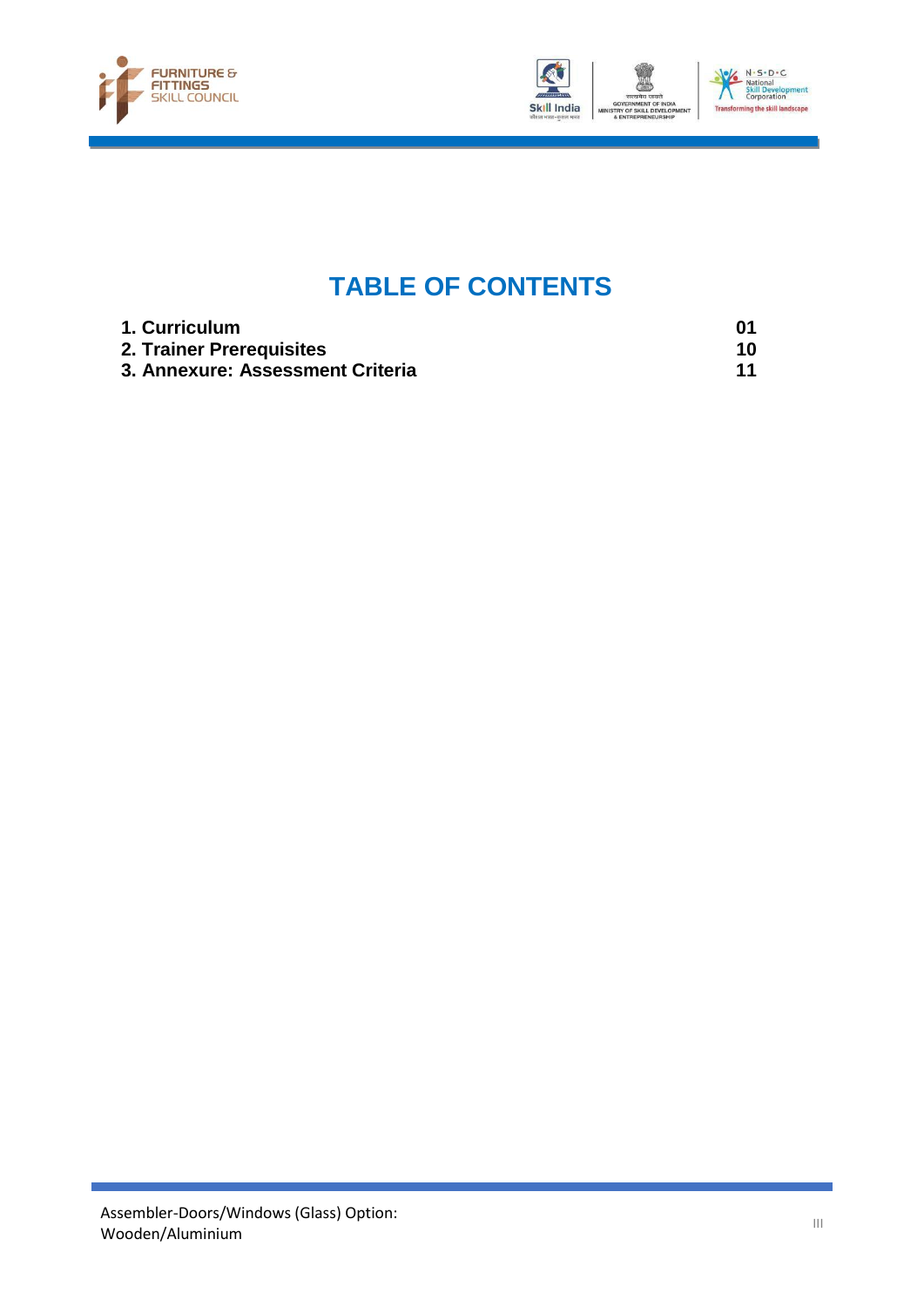# TABLE OF CONTENTS

| | |
|---|---|
| **1. Curriculum** | **01** |
| **2. Trainer Prerequisites** | **10** |
| **3. Annexure: Assessment Criteria** | **11** |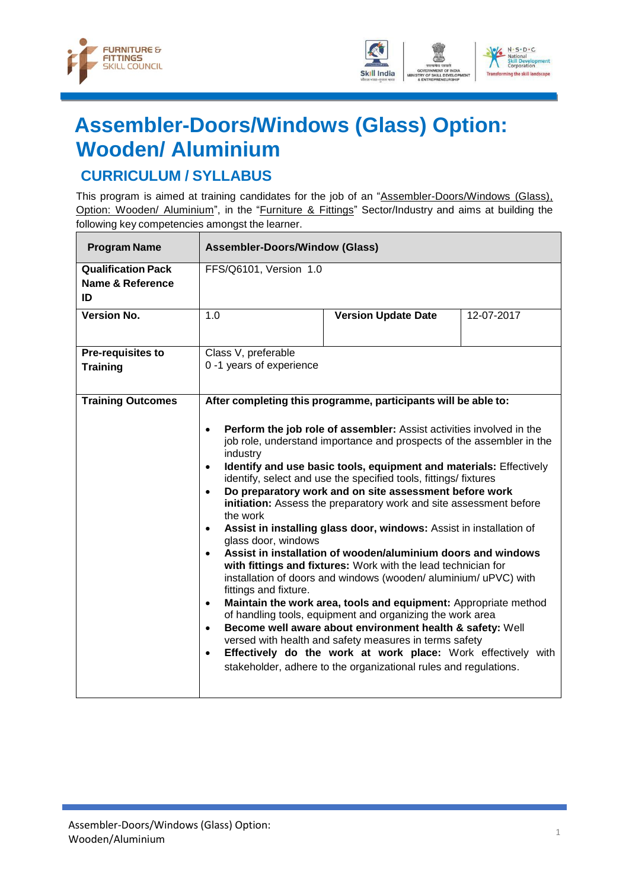# Assembler-Doors/Windows (Glass) Option: Wooden/ Aluminium

## CURRICULUM / SYLLABUS

This program is aimed at training candidates for the job of an "Assembler-Doors/Windows (Glass), Option: Wooden/ Aluminium", in the "Furniture & Fittings" Sector/Industry and aims at building the following key competencies amongst the learner.

| **Program Name** | **Assembler-Doors/Window (Glass)** | | |
|---|---|---|---|
| **Qualification Pack Name & Reference ID** | FFS/Q6101, Version 1.0 | | |
| **Version No.** | 1.0 | **Version Update Date** | 12-07-2017 |
| **Pre-requisites to Training** | Class V, preferable<br>0 -1 years of experience | | |
| **Training Outcomes** | **After completing this programme, participants will be able to:**<br><br>• **Perform the job role of assembler:** Assist activities involved in the job role, understand importance and prospects of the assembler in the industry<br>• **Identify and use basic tools, equipment and materials:** Effectively identify, select and use the specified tools, fittings/ fixtures<br>• **Do preparatory work and on site assessment before work initiation:** Assess the preparatory work and site assessment before the work<br>• **Assist in installing glass door, windows:** Assist in installation of glass door, windows<br>• **Assist in installation of wooden/aluminium doors and windows with fittings and fixtures:** Work with the lead technician for installation of doors and windows (wooden/ aluminium/ uPVC) with fittings and fixture.<br>• **Maintain the work area, tools and equipment:** Appropriate method of handling tools, equipment and organizing the work area<br>• **Become well aware about environment health & safety:** Well versed with health and safety measures in terms safety<br>• **Effectively do the work at work place:** Work effectively with stakeholder, adhere to the organizational rules and regulations. | | |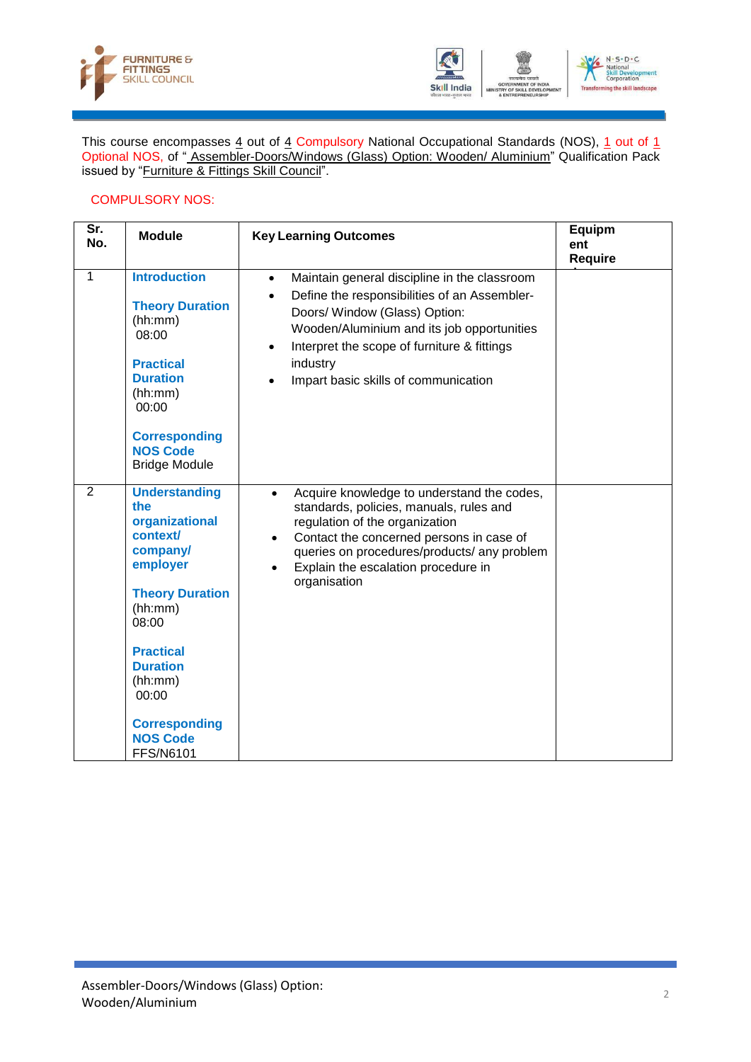This course encompasses 4 out of 4 Compulsory National Occupational Standards (NOS), 1 out of 1 Optional NOS, of " Assembler-Doors/Windows (Glass) Option: Wooden/ Aluminium" Qualification Pack issued by "Furniture & Fittings Skill Council".

COMPULSORY NOS:

| Sr. No. | Module | Key Learning Outcomes | Equipment Required |
|---|---|---|---|
| 1 | **Introduction**<br><br>**Theory Duration** (hh:mm)<br>08:00<br><br>**Practical Duration** (hh:mm)<br>00:00<br><br>**Corresponding NOS Code**<br>Bridge Module | • Maintain general discipline in the classroom<br>• Define the responsibilities of an Assembler-Doors/ Window (Glass) Option: Wooden/Aluminium and its job opportunities<br>• Interpret the scope of furniture & fittings industry<br>• Impart basic skills of communication | |
| 2 | **Understanding the organizational context/ company/ employer**<br><br>**Theory Duration** (hh:mm)<br>08:00<br><br>**Practical Duration** (hh:mm)<br>00:00<br><br>**Corresponding NOS Code**<br>FFS/N6101 | • Acquire knowledge to understand the codes, standards, policies, manuals, rules and regulation of the organization<br>• Contact the concerned persons in case of queries on procedures/products/ any problem<br>• Explain the escalation procedure in organisation | |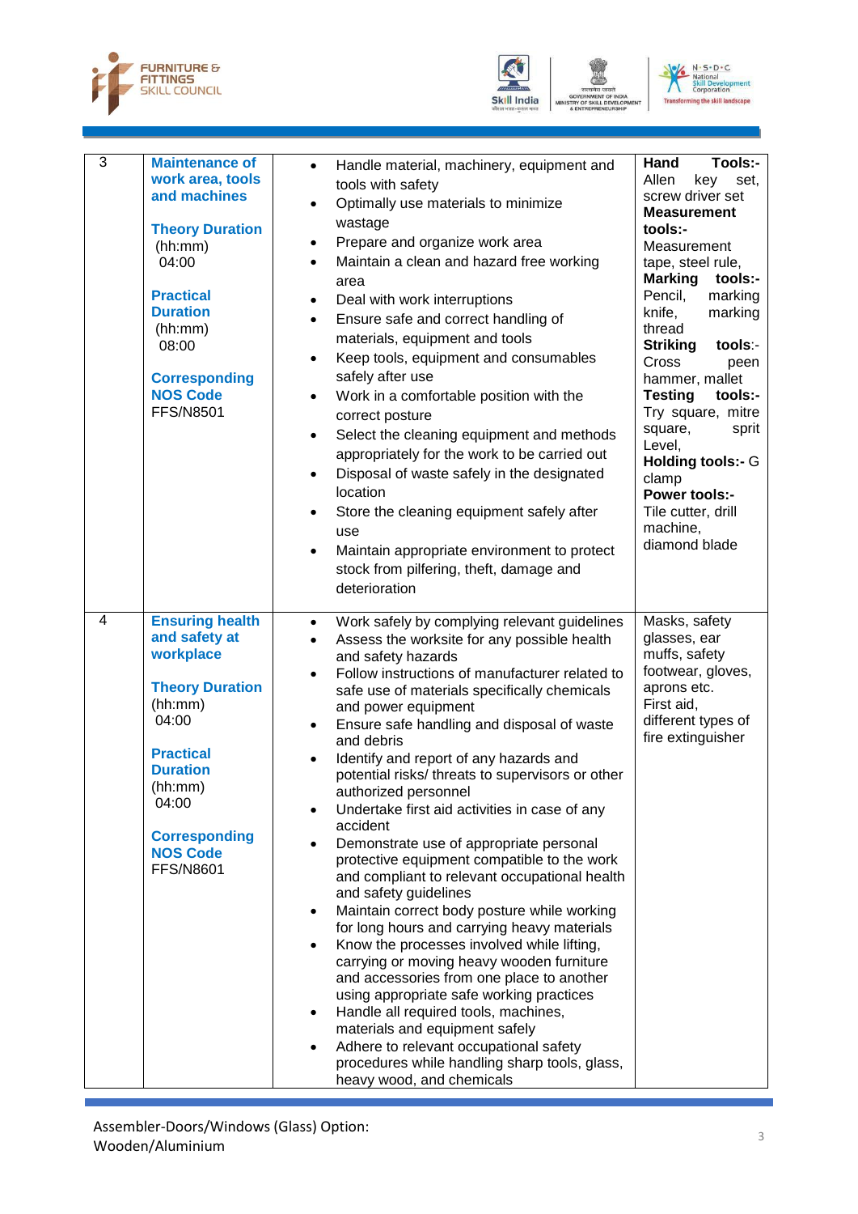| 3 | **Maintenance of work area, tools and machines**<br><br>**Theory Duration** (hh:mm) 04:00<br><br>**Practical Duration** (hh:mm) 08:00<br><br>**Corresponding NOS Code** FFS/N8501 | • Handle material, machinery, equipment and tools with safety<br>• Optimally use materials to minimize wastage<br>• Prepare and organize work area<br>• Maintain a clean and hazard free working area<br>• Deal with work interruptions<br>• Ensure safe and correct handling of materials, equipment and tools<br>• Keep tools, equipment and consumables safely after use<br>• Work in a comfortable position with the correct posture<br>• Select the cleaning equipment and methods appropriately for the work to be carried out<br>• Disposal of waste safely in the designated location<br>• Store the cleaning equipment safely after use<br>• Maintain appropriate environment to protect stock from pilfering, theft, damage and deterioration | **Hand Tools:-** Allen key set, screw driver set<br>**Measurement tools:-** Measurement tape, steel rule,<br>**Marking tools:-** Pencil, marking knife, marking thread<br>**Striking tools**:- Cross peen hammer, mallet<br>**Testing tools:-** Try square, mitre square, sprit Level,<br>**Holding tools:-** G clamp<br>**Power tools:-** Tile cutter, drill machine, diamond blade |
|---|---|---|---|
| 4 | **Ensuring health and safety at workplace**<br><br>**Theory Duration** (hh:mm) 04:00<br><br>**Practical Duration** (hh:mm) 04:00<br><br>**Corresponding NOS Code** FFS/N8601 | • Work safely by complying relevant guidelines<br>• Assess the worksite for any possible health and safety hazards<br>• Follow instructions of manufacturer related to safe use of materials specifically chemicals and power equipment<br>• Ensure safe handling and disposal of waste and debris<br>• Identify and report of any hazards and potential risks/ threats to supervisors or other authorized personnel<br>• Undertake first aid activities in case of any accident<br>• Demonstrate use of appropriate personal protective equipment compatible to the work and compliant to relevant occupational health and safety guidelines<br>• Maintain correct body posture while working for long hours and carrying heavy materials<br>• Know the processes involved while lifting, carrying or moving heavy wooden furniture and accessories from one place to another using appropriate safe working practices<br>• Handle all required tools, machines, materials and equipment safely<br>• Adhere to relevant occupational safety procedures while handling sharp tools, glass, heavy wood, and chemicals | Masks, safety glasses, ear muffs, safety footwear, gloves, aprons etc.<br>First aid, different types of fire extinguisher |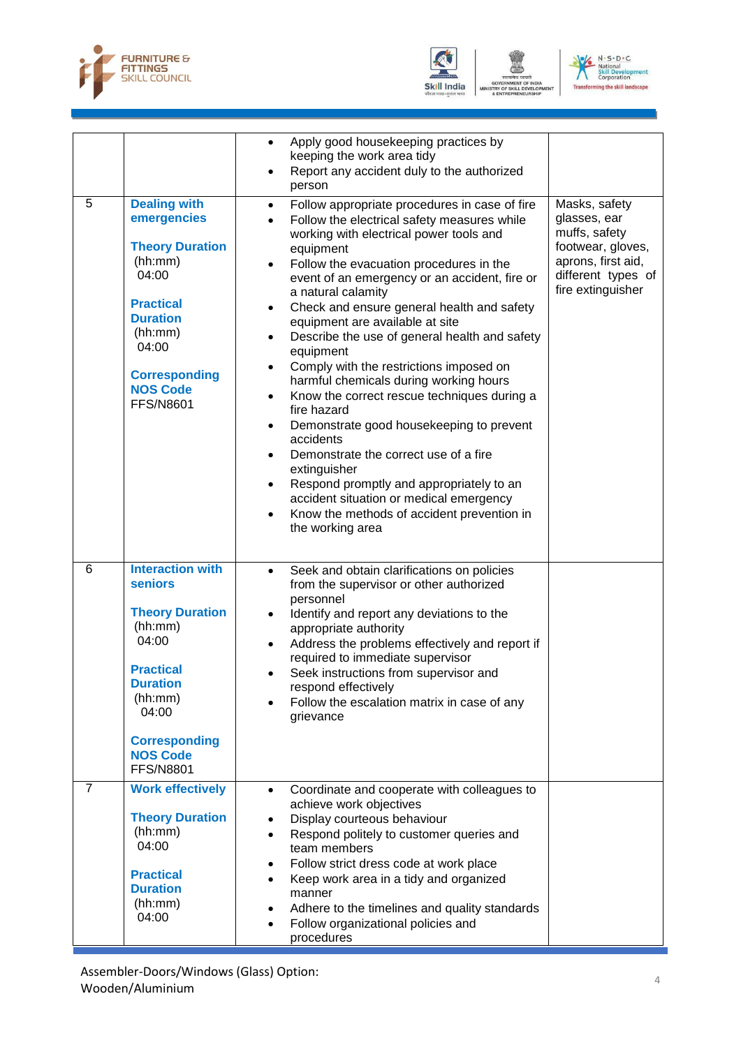| | | | |
|---|---|---|---|
| | | • Apply good housekeeping practices by keeping the work area tidy<br>• Report any accident duly to the authorized person | |
| 5 | **Dealing with emergencies**<br><br>**Theory Duration** (hh:mm)<br>04:00<br><br>**Practical Duration** (hh:mm)<br>04:00<br><br>**Corresponding NOS Code**<br>FFS/N8601 | • Follow appropriate procedures in case of fire<br>• Follow the electrical safety measures while working with electrical power tools and equipment<br>• Follow the evacuation procedures in the event of an emergency or an accident, fire or a natural calamity<br>• Check and ensure general health and safety equipment are available at site<br>• Describe the use of general health and safety equipment<br>• Comply with the restrictions imposed on harmful chemicals during working hours<br>• Know the correct rescue techniques during a fire hazard<br>• Demonstrate good housekeeping to prevent accidents<br>• Demonstrate the correct use of a fire extinguisher<br>• Respond promptly and appropriately to an accident situation or medical emergency<br>• Know the methods of accident prevention in the working area | Masks, safety glasses, ear muffs, safety footwear, gloves, aprons, first aid, different types of fire extinguisher |
| 6 | **Interaction with seniors**<br><br>**Theory Duration** (hh:mm)<br>04:00<br><br>**Practical Duration** (hh:mm)<br>04:00<br><br>**Corresponding NOS Code**<br>FFS/N8801 | • Seek and obtain clarifications on policies from the supervisor or other authorized personnel<br>• Identify and report any deviations to the appropriate authority<br>• Address the problems effectively and report if required to immediate supervisor<br>• Seek instructions from supervisor and respond effectively<br>• Follow the escalation matrix in case of any grievance | |
| 7 | **Work effectively**<br><br>**Theory Duration** (hh:mm)<br>04:00<br><br>**Practical Duration** (hh:mm)<br>04:00 | • Coordinate and cooperate with colleagues to achieve work objectives<br>• Display courteous behaviour<br>• Respond politely to customer queries and team members<br>• Follow strict dress code at work place<br>• Keep work area in a tidy and organized manner<br>• Adhere to the timelines and quality standards<br>• Follow organizational policies and procedures | |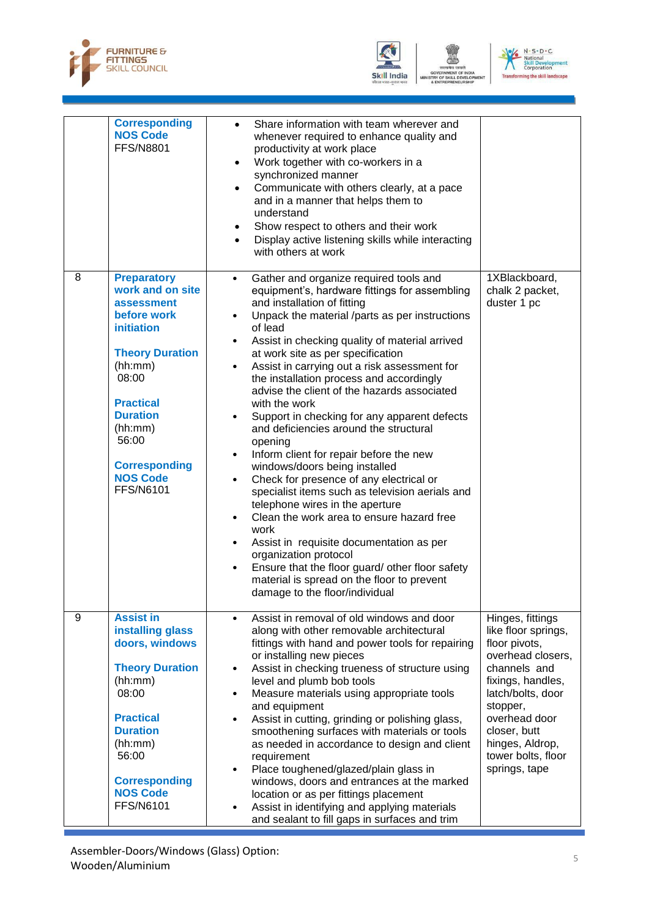| | | | |
|---|---|---|---|
| | **Corresponding NOS Code** FFS/N8801 | • Share information with team wherever and whenever required to enhance quality and productivity at work place<br>• Work together with co-workers in a synchronized manner<br>• Communicate with others clearly, at a pace and in a manner that helps them to understand<br>• Show respect to others and their work<br>• Display active listening skills while interacting with others at work | |
| 8 | **Preparatory work and on site assessment before work initiation**<br><br>**Theory Duration** (hh:mm) 08:00<br><br>**Practical Duration** (hh:mm) 56:00<br><br>**Corresponding NOS Code** FFS/N6101 | • Gather and organize required tools and equipment's, hardware fittings for assembling and installation of fitting<br>• Unpack the material /parts as per instructions of lead<br>• Assist in checking quality of material arrived at work site as per specification<br>• Assist in carrying out a risk assessment for the installation process and accordingly advise the client of the hazards associated with the work<br>• Support in checking for any apparent defects and deficiencies around the structural opening<br>• Inform client for repair before the new windows/doors being installed<br>• Check for presence of any electrical or specialist items such as television aerials and telephone wires in the aperture<br>• Clean the work area to ensure hazard free work<br>• Assist in requisite documentation as per organization protocol<br>• Ensure that the floor guard/ other floor safety material is spread on the floor to prevent damage to the floor/individual | 1XBlackboard, chalk 2 packet, duster 1 pc |
| 9 | **Assist in installing glass doors, windows**<br><br>**Theory Duration** (hh:mm) 08:00<br><br>**Practical Duration** (hh:mm) 56:00<br><br>**Corresponding NOS Code** FFS/N6101 | • Assist in removal of old windows and door along with other removable architectural fittings with hand and power tools for repairing or installing new pieces<br>• Assist in checking trueness of structure using level and plumb bob tools<br>• Measure materials using appropriate tools and equipment<br>• Assist in cutting, grinding or polishing glass, smoothening surfaces with materials or tools as needed in accordance to design and client requirement<br>• Place toughened/glazed/plain glass in windows, doors and entrances at the marked location or as per fittings placement<br>• Assist in identifying and applying materials and sealant to fill gaps in surfaces and trim | Hinges, fittings like floor springs, floor pivots, overhead closers, channels and fixings, handles, latch/bolts, door stopper, overhead door closer, butt hinges, Aldrop, tower bolts, floor springs, tape |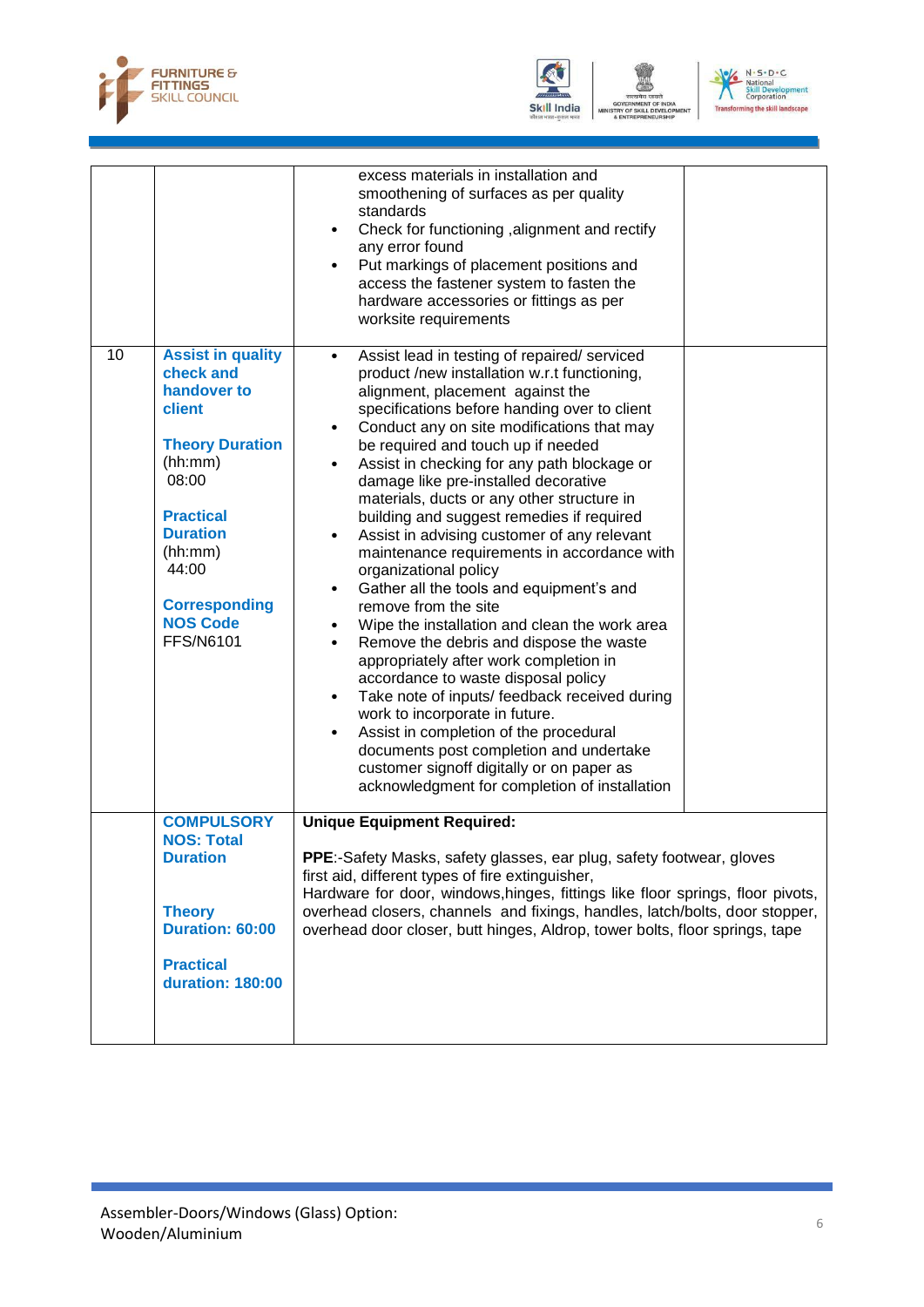| | | | |
|---|---|---|---|
| | | excess materials in installation and smoothening of surfaces as per quality standards<br>• Check for functioning ,alignment and rectify any error found<br>• Put markings of placement positions and access the fastener system to fasten the hardware accessories or fittings as per worksite requirements | |
| 10 | **Assist in quality check and handover to client**<br><br>**Theory Duration** (hh:mm) 08:00<br><br>**Practical Duration** (hh:mm) 44:00<br><br>**Corresponding NOS Code** FFS/N6101 | • Assist lead in testing of repaired/ serviced product /new installation w.r.t functioning, alignment, placement against the specifications before handing over to client<br>• Conduct any on site modifications that may be required and touch up if needed<br>• Assist in checking for any path blockage or damage like pre-installed decorative materials, ducts or any other structure in building and suggest remedies if required<br>• Assist in advising customer of any relevant maintenance requirements in accordance with organizational policy<br>• Gather all the tools and equipment's and remove from the site<br>• Wipe the installation and clean the work area<br>• Remove the debris and dispose the waste appropriately after work completion in accordance to waste disposal policy<br>• Take note of inputs/ feedback received during work to incorporate in future.<br>• Assist in completion of the procedural documents post completion and undertake customer signoff digitally or on paper as acknowledgment for completion of installation | |
| | **COMPULSORY NOS: Total Duration**<br><br>**Theory Duration: 60:00**<br><br>**Practical duration: 180:00** | **Unique Equipment Required:**<br><br>**PPE**:-Safety Masks, safety glasses, ear plug, safety footwear, gloves first aid, different types of fire extinguisher,<br>Hardware for door, windows,hinges, fittings like floor springs, floor pivots, overhead closers, channels and fixings, handles, latch/bolts, door stopper, overhead door closer, butt hinges, Aldrop, tower bolts, floor springs, tape | |

Assembler-Doors/Windows (Glass) Option: Wooden/Aluminium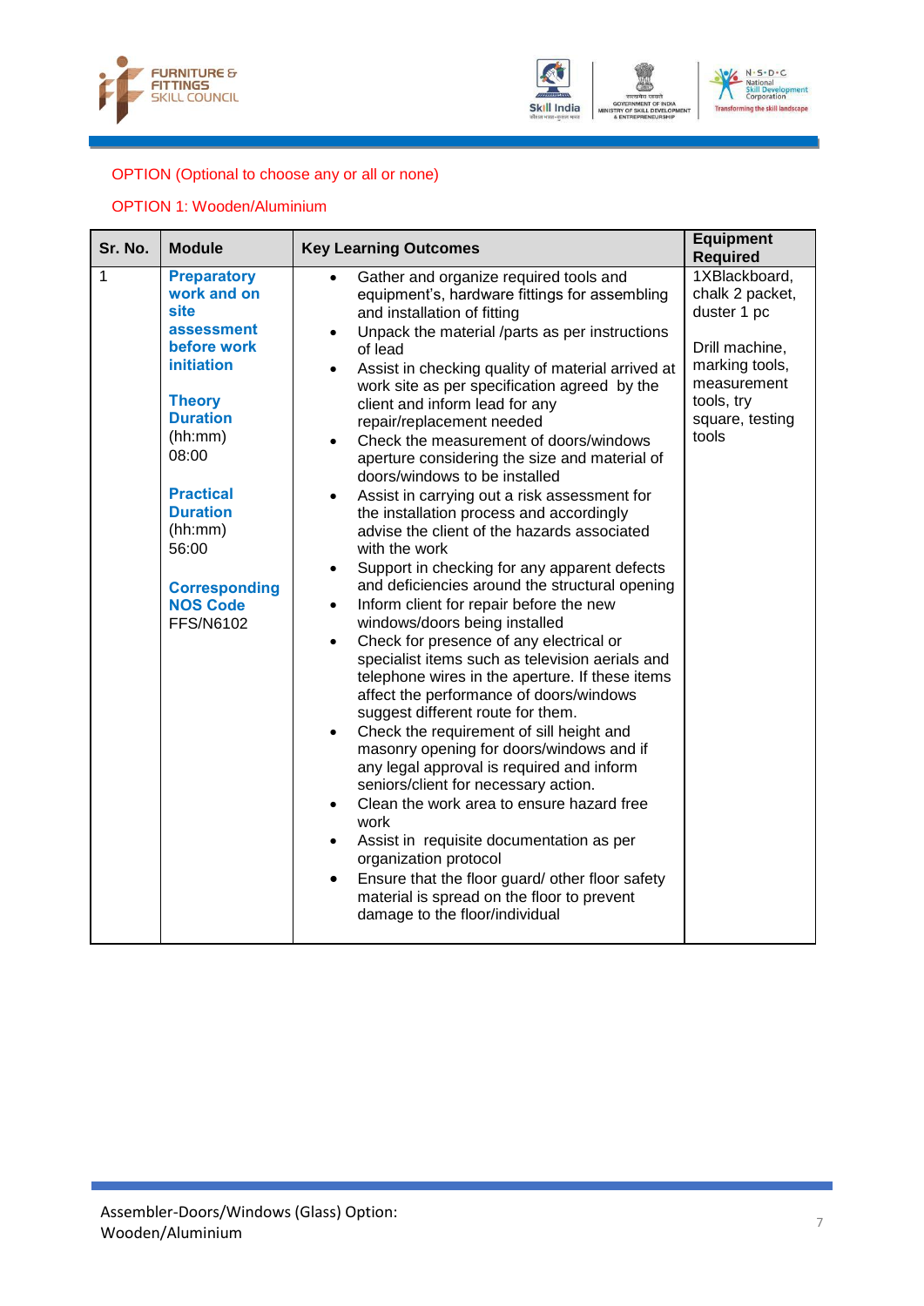OPTION (Optional to choose any or all or none)

OPTION 1: Wooden/Aluminium

| Sr. No. | Module | Key Learning Outcomes | Equipment Required |
|---|---|---|---|
| 1 | **Preparatory work and on site assessment before work initiation**<br><br>**Theory Duration** (hh:mm)<br>08:00<br><br>**Practical Duration** (hh:mm)<br>56:00<br><br>**Corresponding NOS Code**<br>FFS/N6102 | • Gather and organize required tools and equipment's, hardware fittings for assembling and installation of fitting<br>• Unpack the material /parts as per instructions of lead<br>• Assist in checking quality of material arrived at work site as per specification agreed by the client and inform lead for any repair/replacement needed<br>• Check the measurement of doors/windows aperture considering the size and material of doors/windows to be installed<br>• Assist in carrying out a risk assessment for the installation process and accordingly advise the client of the hazards associated with the work<br>• Support in checking for any apparent defects and deficiencies around the structural opening<br>• Inform client for repair before the new windows/doors being installed<br>• Check for presence of any electrical or specialist items such as television aerials and telephone wires in the aperture. If these items affect the performance of doors/windows suggest different route for them.<br>• Check the requirement of sill height and masonry opening for doors/windows and if any legal approval is required and inform seniors/client for necessary action.<br>• Clean the work area to ensure hazard free work<br>• Assist in requisite documentation as per organization protocol<br>• Ensure that the floor guard/ other floor safety material is spread on the floor to prevent damage to the floor/individual | 1XBlackboard, chalk 2 packet, duster 1 pc<br><br>Drill machine, marking tools, measurement tools, try square, testing tools |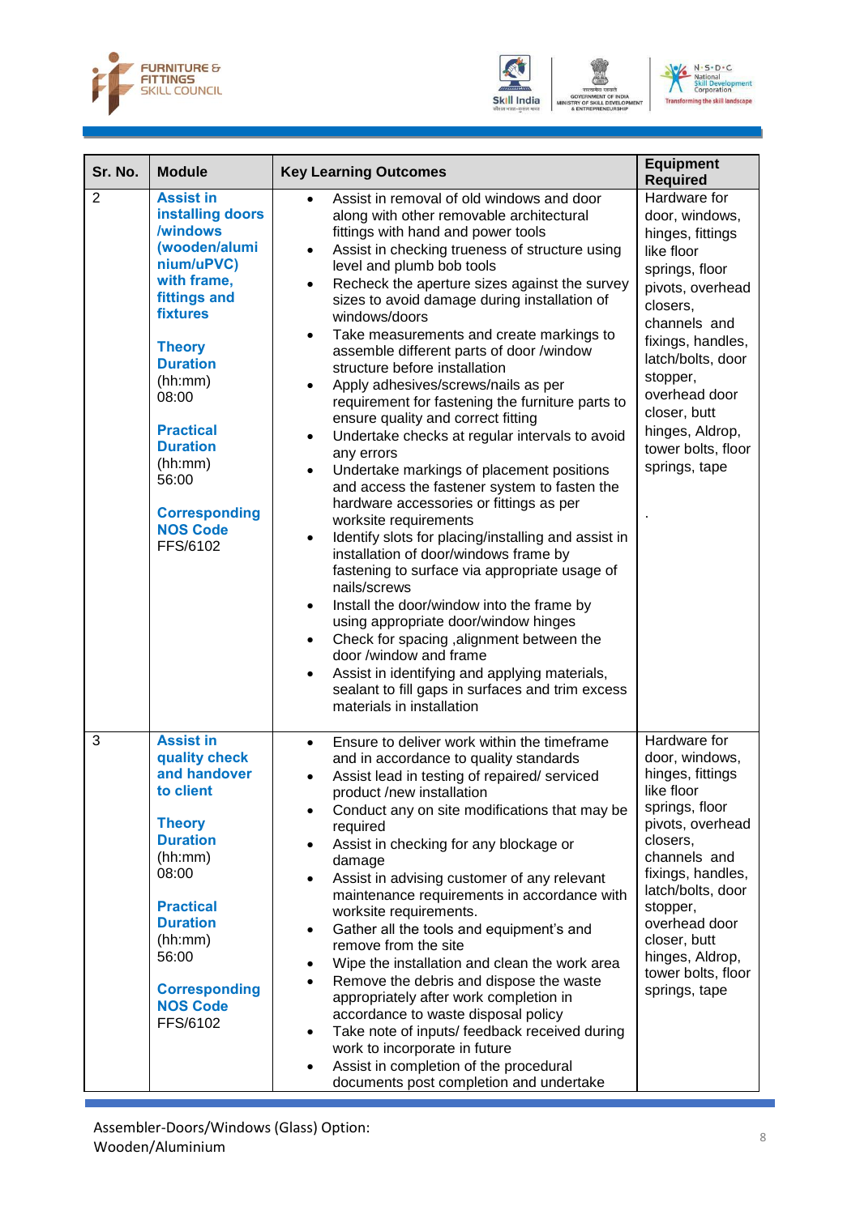| Sr. No. | Module | Key Learning Outcomes | Equipment Required |
|---|---|---|---|
| 2 | **Assist in installing doors /windows (wooden/aluminium/uPVC) with frame, fittings and fixtures**<br><br>**Theory Duration** (hh:mm) 08:00<br><br>**Practical Duration** (hh:mm) 56:00<br><br>**Corresponding NOS Code** FFS/6102 | • Assist in removal of old windows and door along with other removable architectural fittings with hand and power tools<br>• Assist in checking trueness of structure using level and plumb bob tools<br>• Recheck the aperture sizes against the survey sizes to avoid damage during installation of windows/doors<br>• Take measurements and create markings to assemble different parts of door /window structure before installation<br>• Apply adhesives/screws/nails as per requirement for fastening the furniture parts to ensure quality and correct fitting<br>• Undertake checks at regular intervals to avoid any errors<br>• Undertake markings of placement positions and access the fastener system to fasten the hardware accessories or fittings as per worksite requirements<br>• Identify slots for placing/installing and assist in installation of door/windows frame by fastening to surface via appropriate usage of nails/screws<br>• Install the door/window into the frame by using appropriate door/window hinges<br>• Check for spacing ,alignment between the door /window and frame<br>• Assist in identifying and applying materials, sealant to fill gaps in surfaces and trim excess materials in installation | Hardware for door, windows, hinges, fittings like floor springs, floor pivots, overhead closers, channels and fixings, handles, latch/bolts, door stopper, overhead door closer, butt hinges, Aldrop, tower bolts, floor springs, tape<br><br>. |
| 3 | **Assist in quality check and handover to client**<br><br>**Theory Duration** (hh:mm) 08:00<br><br>**Practical Duration** (hh:mm) 56:00<br><br>**Corresponding NOS Code** FFS/6102 | • Ensure to deliver work within the timeframe and in accordance to quality standards<br>• Assist lead in testing of repaired/ serviced product /new installation<br>• Conduct any on site modifications that may be required<br>• Assist in checking for any blockage or damage<br>• Assist in advising customer of any relevant maintenance requirements in accordance with worksite requirements.<br>• Gather all the tools and equipment's and remove from the site<br>• Wipe the installation and clean the work area<br>• Remove the debris and dispose the waste appropriately after work completion in accordance to waste disposal policy<br>• Take note of inputs/ feedback received during work to incorporate in future<br>• Assist in completion of the procedural documents post completion and undertake | Hardware for door, windows, hinges, fittings like floor springs, floor pivots, overhead closers, channels and fixings, handles, latch/bolts, door stopper, overhead door closer, butt hinges, Aldrop, tower bolts, floor springs, tape |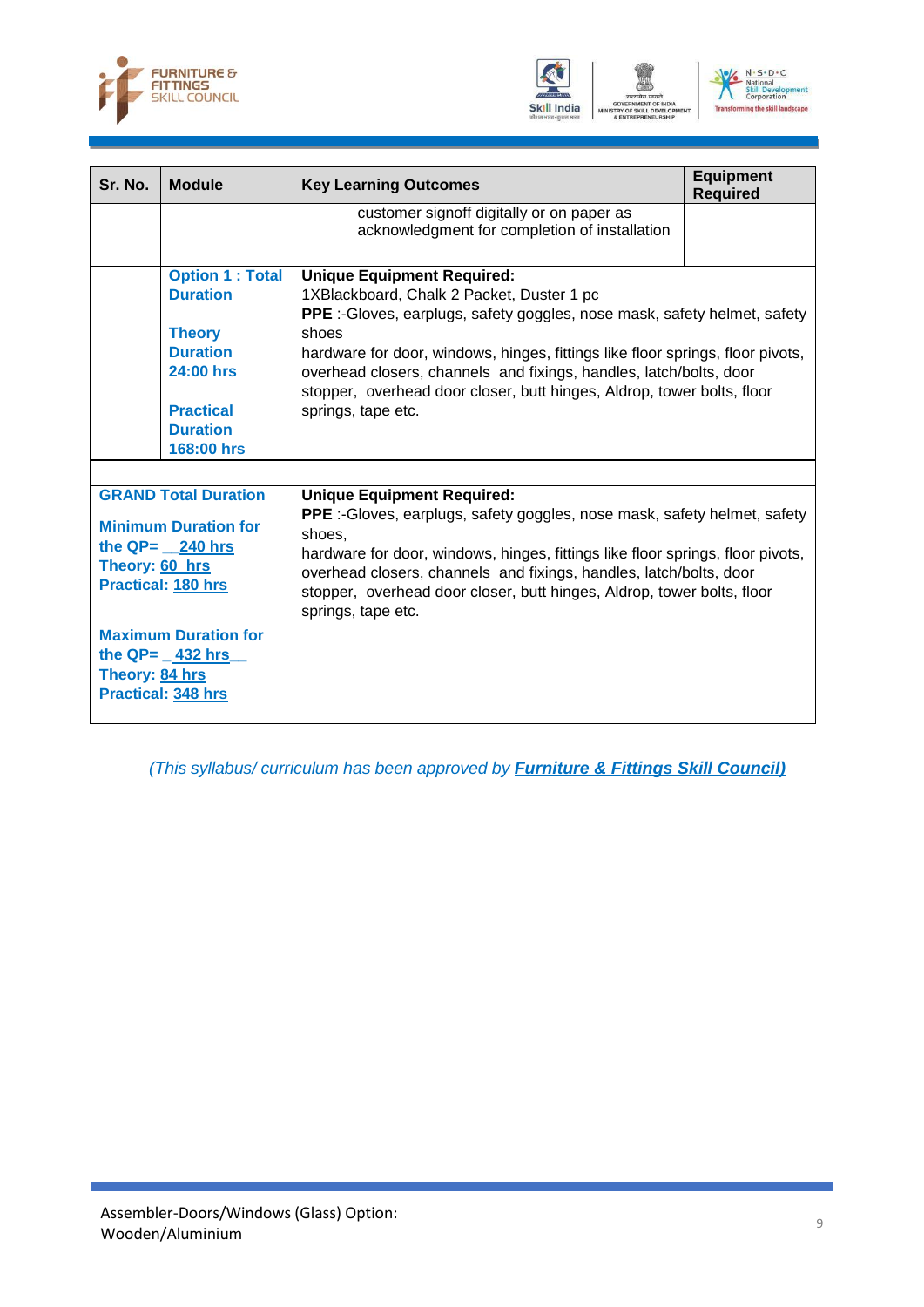| Sr. No. | Module | Key Learning Outcomes | Equipment Required |
|---|---|---|---|
| | | customer signoff digitally or on paper as acknowledgment for completion of installation | |
| | **Option 1 : Total Duration**<br><br>**Theory Duration 24:00 hrs**<br><br>**Practical Duration 168:00 hrs** | **Unique Equipment Required:**<br>1XBlackboard, Chalk 2 Packet, Duster 1 pc<br>**PPE** :-Gloves, earplugs, safety goggles, nose mask, safety helmet, safety shoes<br>hardware for door, windows, hinges, fittings like floor springs, floor pivots, overhead closers, channels and fixings, handles, latch/bolts, door stopper, overhead door closer, butt hinges, Aldrop, tower bolts, floor springs, tape etc. | |
| | | | |
| **GRAND Total Duration**<br><br>**Minimum Duration for the QP= 240 hrs**<br>**Theory: 60 hrs**<br>**Practical: 180 hrs**<br><br>**Maximum Duration for the QP= 432 hrs**<br>**Theory: 84 hrs**<br>**Practical: 348 hrs** | | **Unique Equipment Required:**<br>**PPE** :-Gloves, earplugs, safety goggles, nose mask, safety helmet, safety shoes,<br>hardware for door, windows, hinges, fittings like floor springs, floor pivots, overhead closers, channels and fixings, handles, latch/bolts, door stopper, overhead door closer, butt hinges, Aldrop, tower bolts, floor springs, tape etc. | |

*(This syllabus/ curriculum has been approved by* ***Furniture & Fittings Skill Council)***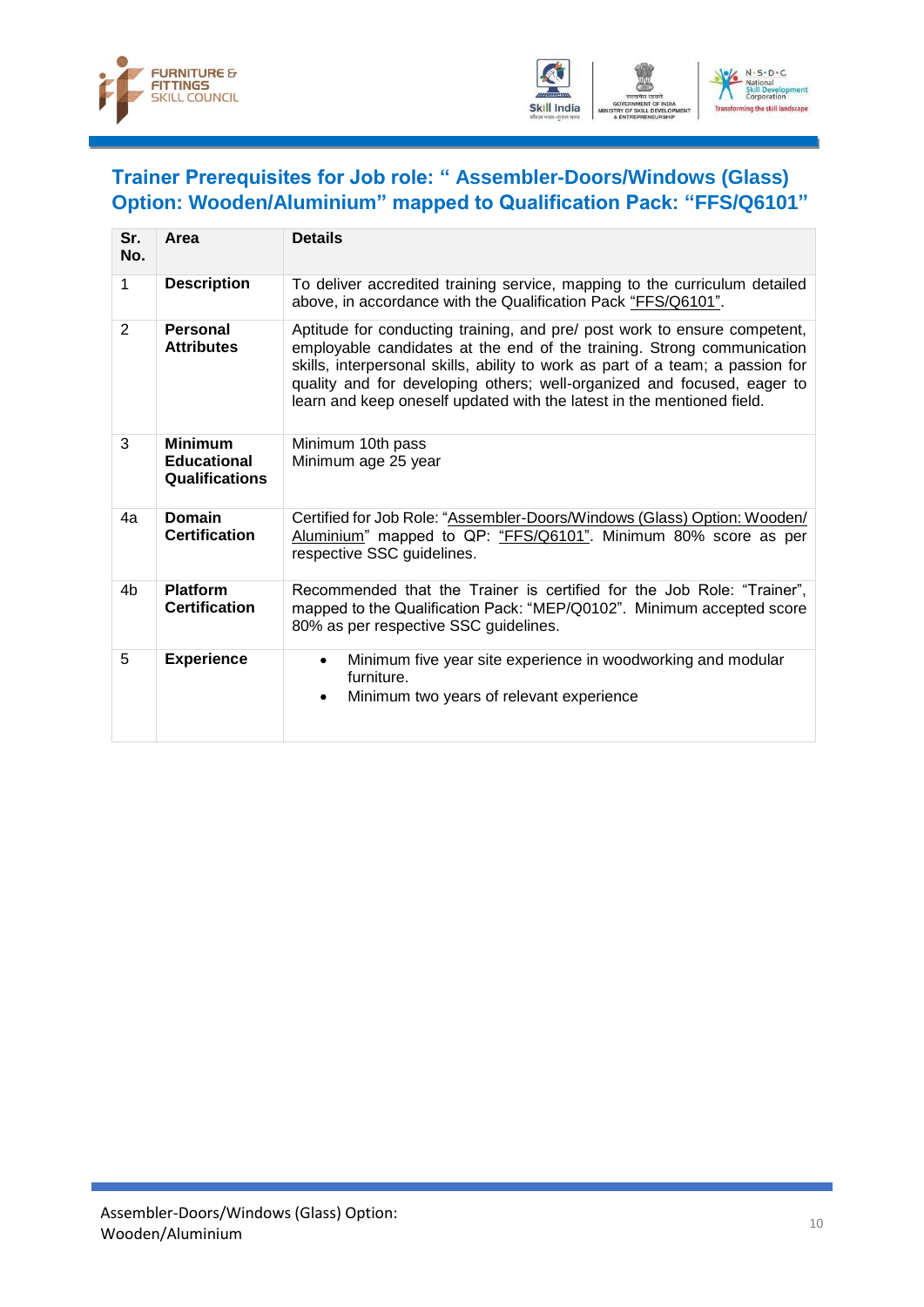## Trainer Prerequisites for Job role: " Assembler-Doors/Windows (Glass) Option: Wooden/Aluminium" mapped to Qualification Pack: "FFS/Q6101"

| Sr. No. | Area | Details |
|---|---|---|
| 1 | **Description** | To deliver accredited training service, mapping to the curriculum detailed above, in accordance with the Qualification Pack "FFS/Q6101". |
| 2 | **Personal Attributes** | Aptitude for conducting training, and pre/ post work to ensure competent, employable candidates at the end of the training. Strong communication skills, interpersonal skills, ability to work as part of a team; a passion for quality and for developing others; well-organized and focused, eager to learn and keep oneself updated with the latest in the mentioned field. |
| 3 | **Minimum Educational Qualifications** | Minimum 10th pass<br>Minimum age 25 year |
| 4a | **Domain Certification** | Certified for Job Role: "Assembler-Doors/Windows (Glass) Option: Wooden/ Aluminium" mapped to QP: "FFS/Q6101". Minimum 80% score as per respective SSC guidelines. |
| 4b | **Platform Certification** | Recommended that the Trainer is certified for the Job Role: "Trainer", mapped to the Qualification Pack: "MEP/Q0102". Minimum accepted score 80% as per respective SSC guidelines. |
| 5 | **Experience** | • Minimum five year site experience in woodworking and modular furniture.<br>• Minimum two years of relevant experience |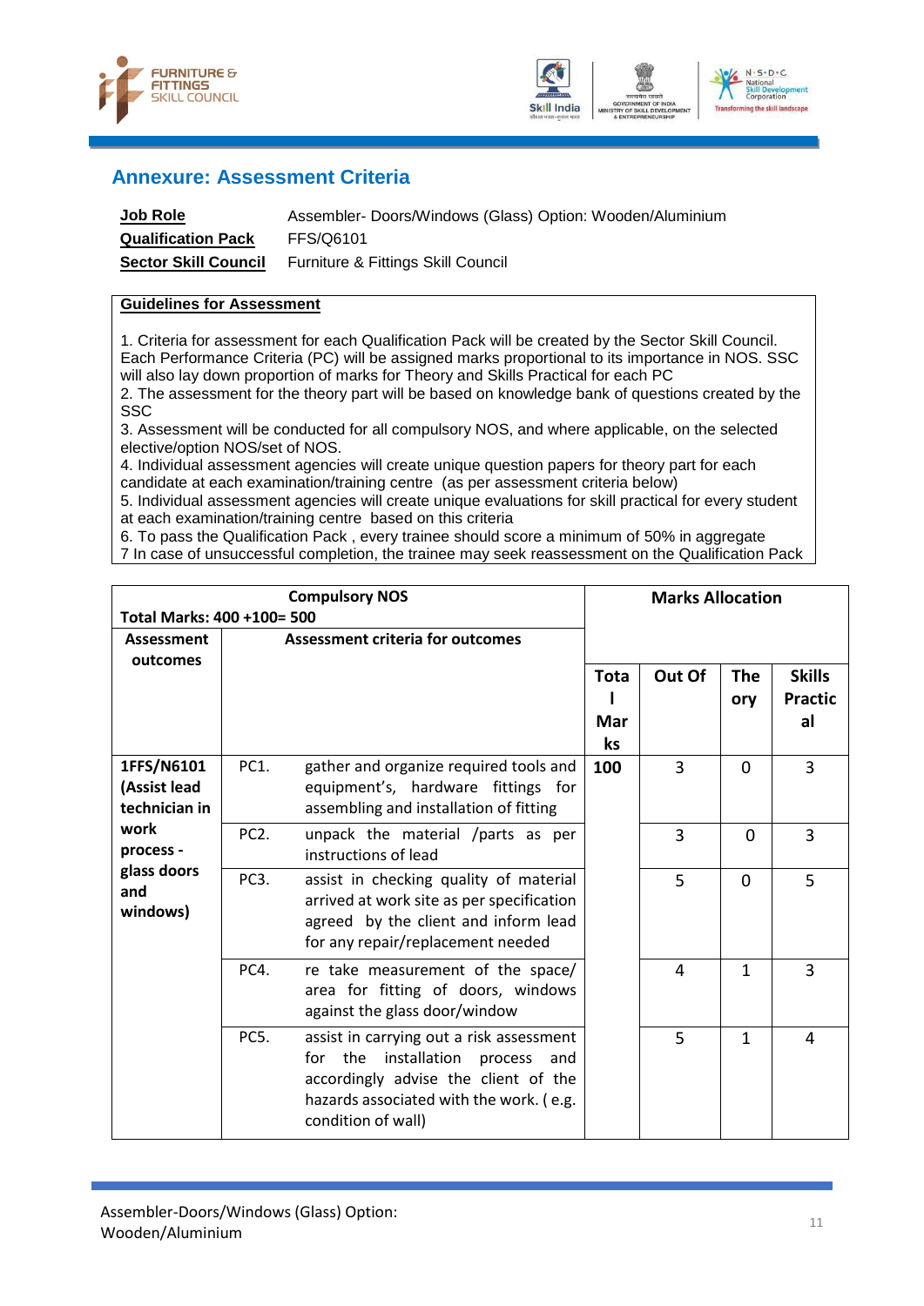## Annexure: Assessment Criteria

| | |
|---|---|
| **Job Role** | Assembler- Doors/Windows (Glass) Option: Wooden/Aluminium |
| **Qualification Pack** | FFS/Q6101 |
| **Sector Skill Council** | Furniture & Fittings Skill Council |

**Guidelines for Assessment**

1. Criteria for assessment for each Qualification Pack will be created by the Sector Skill Council. Each Performance Criteria (PC) will be assigned marks proportional to its importance in NOS. SSC will also lay down proportion of marks for Theory and Skills Practical for each PC
2. The assessment for the theory part will be based on knowledge bank of questions created by the SSC
3. Assessment will be conducted for all compulsory NOS, and where applicable, on the selected elective/option NOS/set of NOS.
4. Individual assessment agencies will create unique question papers for theory part for each candidate at each examination/training centre (as per assessment criteria below)
5. Individual assessment agencies will create unique evaluations for skill practical for every student at each examination/training centre based on this criteria
6. To pass the Qualification Pack , every trainee should score a minimum of 50% in aggregate
7 In case of unsuccessful completion, the trainee may seek reassessment on the Qualification Pack

| **Compulsory NOS** Total Marks: 400 +100= 500 | | | **Marks Allocation** | | | |
|---|---|---|---|---|---|---|
| **Assessment outcomes** | **Assessment criteria for outcomes** | | **Total Marks** | **Out Of** | **Theory** | **Skills Practical** |
| **1FFS/N6101 (Assist lead technician in work process - glass doors and windows)** | PC1. | gather and organize required tools and equipment's, hardware fittings for assembling and installation of fitting | **100** | 3 | 0 | 3 |
| | PC2. | unpack the material /parts as per instructions of lead | | 3 | 0 | 3 |
| | PC3. | assist in checking quality of material arrived at work site as per specification agreed by the client and inform lead for any repair/replacement needed | | 5 | 0 | 5 |
| | PC4. | re take measurement of the space/ area for fitting of doors, windows against the glass door/window | | 4 | 1 | 3 |
| | PC5. | assist in carrying out a risk assessment for the installation process and accordingly advise the client of the hazards associated with the work. ( e.g. condition of wall) | | 5 | 1 | 4 |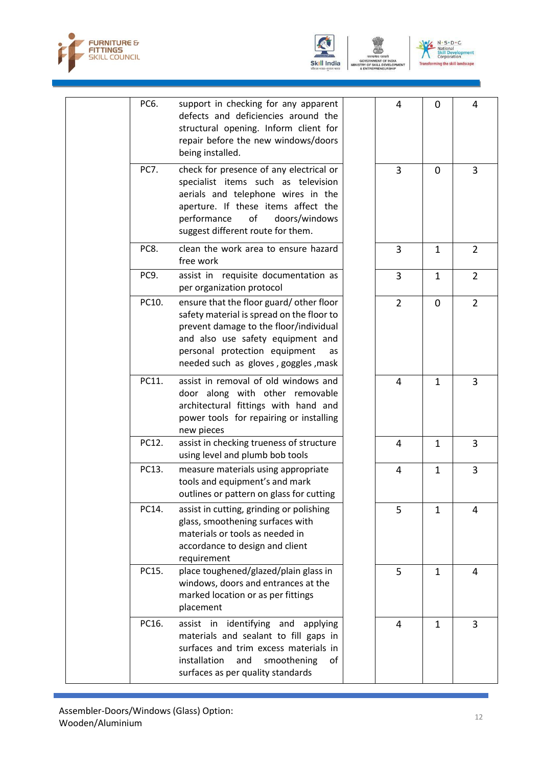| | | | | | | |
|---|---|---|---|---|---|---|
| | PC6. | support in checking for any apparent defects and deficiencies around the structural opening. Inform client for repair before the new windows/doors being installed. | | 4 | 0 | 4 |
| | PC7. | check for presence of any electrical or specialist items such as television aerials and telephone wires in the aperture. If these items affect the performance of doors/windows suggest different route for them. | | 3 | 0 | 3 |
| | PC8. | clean the work area to ensure hazard free work | | 3 | 1 | 2 |
| | PC9. | assist in requisite documentation as per organization protocol | | 3 | 1 | 2 |
| | PC10. | ensure that the floor guard/ other floor safety material is spread on the floor to prevent damage to the floor/individual and also use safety equipment and personal protection equipment as needed such as gloves , goggles ,mask | | 2 | 0 | 2 |
| | PC11. | assist in removal of old windows and door along with other removable architectural fittings with hand and power tools for repairing or installing new pieces | | 4 | 1 | 3 |
| | PC12. | assist in checking trueness of structure using level and plumb bob tools | | 4 | 1 | 3 |
| | PC13. | measure materials using appropriate tools and equipment's and mark outlines or pattern on glass for cutting | | 4 | 1 | 3 |
| | PC14. | assist in cutting, grinding or polishing glass, smoothening surfaces with materials or tools as needed in accordance to design and client requirement | | 5 | 1 | 4 |
| | PC15. | place toughened/glazed/plain glass in windows, doors and entrances at the marked location or as per fittings placement | | 5 | 1 | 4 |
| | PC16. | assist in identifying and applying materials and sealant to fill gaps in surfaces and trim excess materials in installation and smoothening of surfaces as per quality standards | | 4 | 1 | 3 |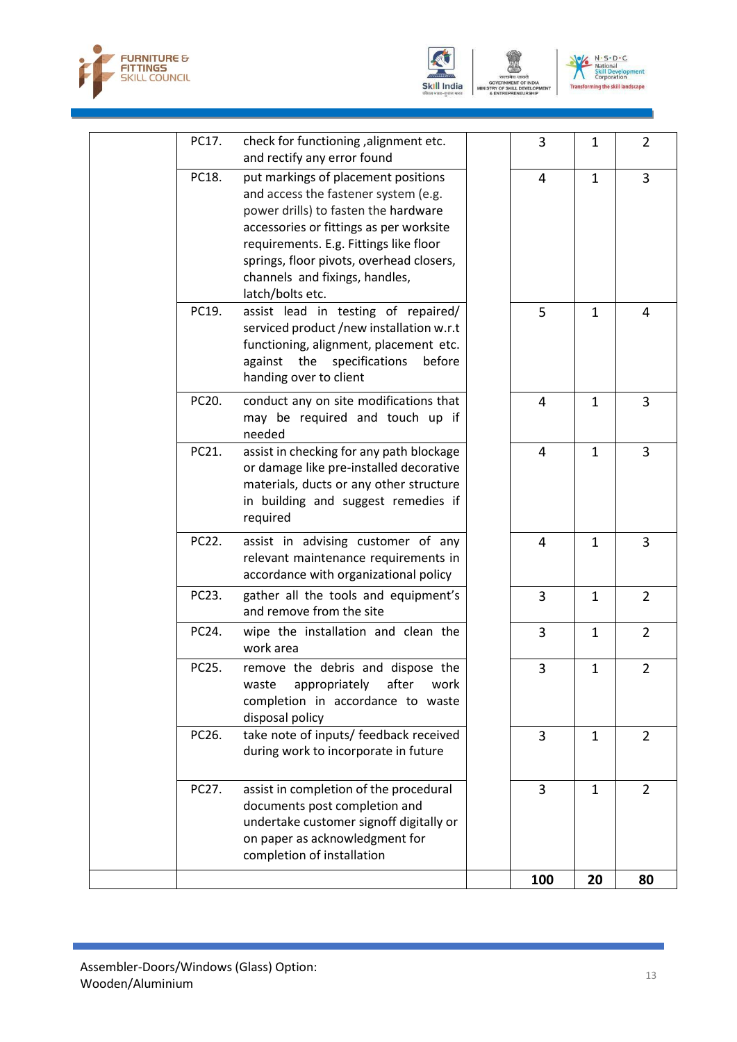| | | | | | | |
|---|---|---|---|---|---|---|
| | PC17. | check for functioning ,alignment etc. and rectify any error found | | 3 | 1 | 2 |
| | PC18. | put markings of placement positions and access the fastener system (e.g. power drills) to fasten the hardware accessories or fittings as per worksite requirements. E.g. Fittings like floor springs, floor pivots, overhead closers, channels and fixings, handles, latch/bolts etc. | | 4 | 1 | 3 |
| | PC19. | assist lead in testing of repaired/ serviced product /new installation w.r.t functioning, alignment, placement etc. against the specifications before handing over to client | | 5 | 1 | 4 |
| | PC20. | conduct any on site modifications that may be required and touch up if needed | | 4 | 1 | 3 |
| | PC21. | assist in checking for any path blockage or damage like pre-installed decorative materials, ducts or any other structure in building and suggest remedies if required | | 4 | 1 | 3 |
| | PC22. | assist in advising customer of any relevant maintenance requirements in accordance with organizational policy | | 4 | 1 | 3 |
| | PC23. | gather all the tools and equipment's and remove from the site | | 3 | 1 | 2 |
| | PC24. | wipe the installation and clean the work area | | 3 | 1 | 2 |
| | PC25. | remove the debris and dispose the waste appropriately after work completion in accordance to waste disposal policy | | 3 | 1 | 2 |
| | PC26. | take note of inputs/ feedback received during work to incorporate in future | | 3 | 1 | 2 |
| | PC27. | assist in completion of the procedural documents post completion and undertake customer signoff digitally or on paper as acknowledgment for completion of installation | | 3 | 1 | 2 |
| | | | | **100** | **20** | **80** |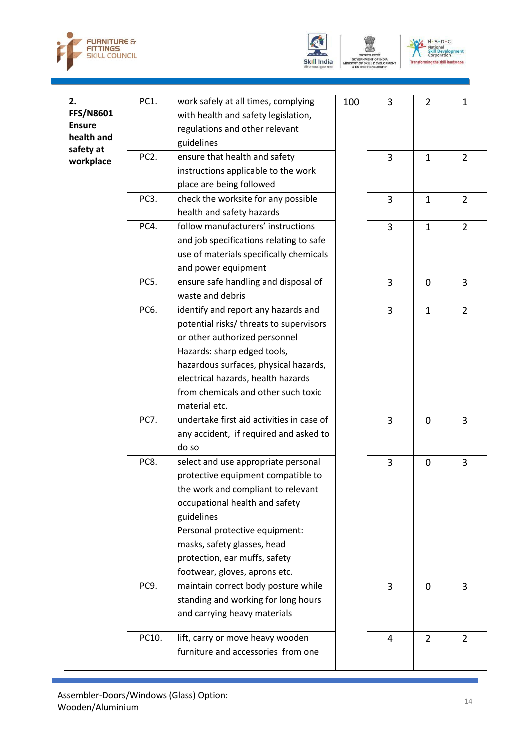| | | | | | | |
|---|---|---|---|---|---|---|
| **2. FFS/N8601 Ensure health and safety at workplace** | PC1. | work safely at all times, complying with health and safety legislation, regulations and other relevant guidelines | 100 | 3 | 2 | 1 |
| | PC2. | ensure that health and safety instructions applicable to the work place are being followed | | 3 | 1 | 2 |
| | PC3. | check the worksite for any possible health and safety hazards | | 3 | 1 | 2 |
| | PC4. | follow manufacturers' instructions and job specifications relating to safe use of materials specifically chemicals and power equipment | | 3 | 1 | 2 |
| | PC5. | ensure safe handling and disposal of waste and debris | | 3 | 0 | 3 |
| | PC6. | identify and report any hazards and potential risks/ threats to supervisors or other authorized personnel Hazards: sharp edged tools, hazardous surfaces, physical hazards, electrical hazards, health hazards from chemicals and other such toxic material etc. | | 3 | 1 | 2 |
| | PC7. | undertake first aid activities in case of any accident, if required and asked to do so | | 3 | 0 | 3 |
| | PC8. | select and use appropriate personal protective equipment compatible to the work and compliant to relevant occupational health and safety guidelines Personal protective equipment: masks, safety glasses, head protection, ear muffs, safety footwear, gloves, aprons etc. | | 3 | 0 | 3 |
| | PC9. | maintain correct body posture while standing and working for long hours and carrying heavy materials | | 3 | 0 | 3 |
| | PC10. | lift, carry or move heavy wooden furniture and accessories from one | | 4 | 2 | 2 |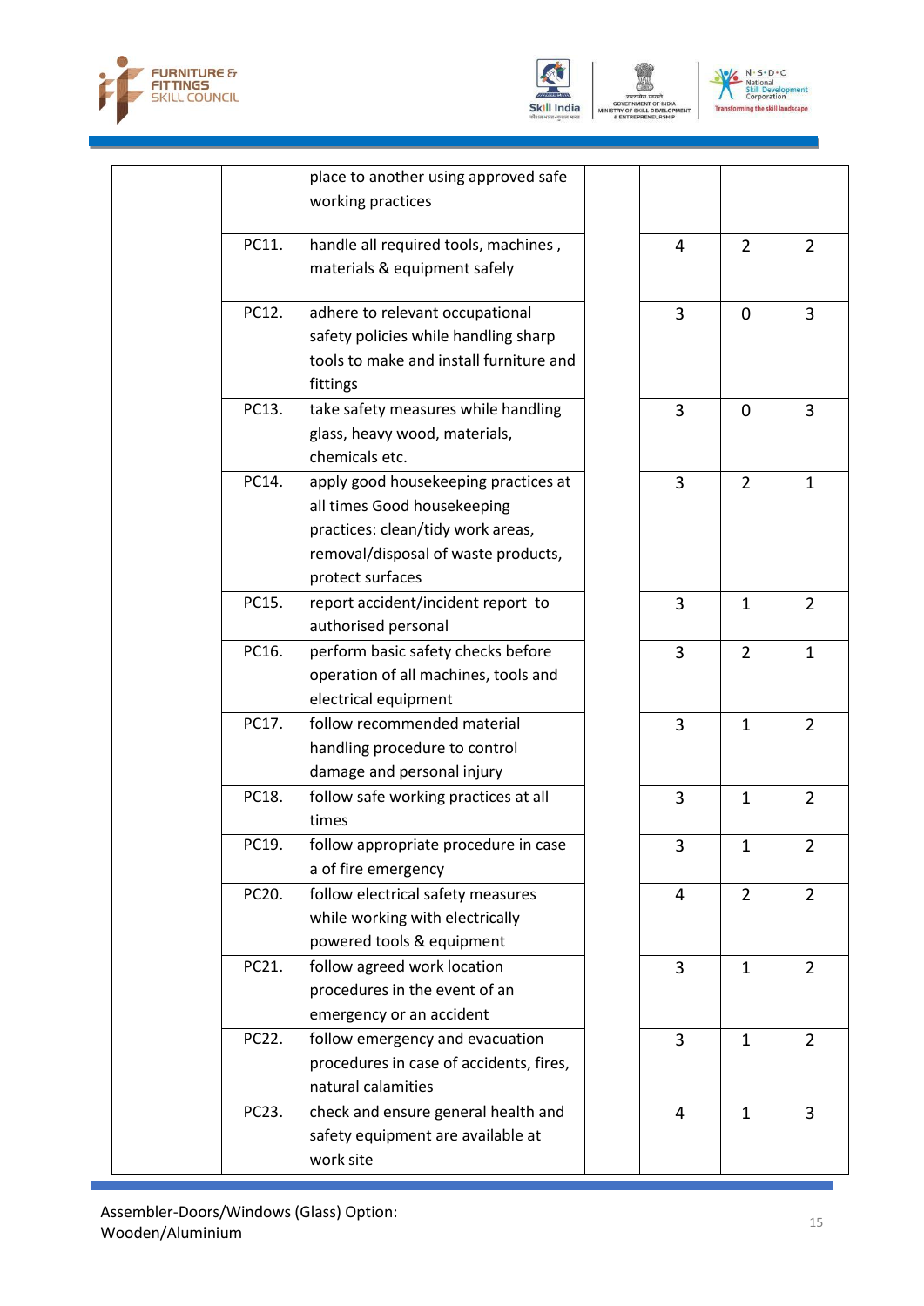| | | | | | | |
|---|---|---|---|---|---|---|
| | | place to another using approved safe working practices | | | | |
| | PC11. | handle all required tools, machines , materials & equipment safely | | 4 | 2 | 2 |
| | PC12. | adhere to relevant occupational safety policies while handling sharp tools to make and install furniture and fittings | | 3 | 0 | 3 |
| | PC13. | take safety measures while handling glass, heavy wood, materials, chemicals etc. | | 3 | 0 | 3 |
| | PC14. | apply good housekeeping practices at all times Good housekeeping practices: clean/tidy work areas, removal/disposal of waste products, protect surfaces | | 3 | 2 | 1 |
| | PC15. | report accident/incident report to authorised personal | | 3 | 1 | 2 |
| | PC16. | perform basic safety checks before operation of all machines, tools and electrical equipment | | 3 | 2 | 1 |
| | PC17. | follow recommended material handling procedure to control damage and personal injury | | 3 | 1 | 2 |
| | PC18. | follow safe working practices at all times | | 3 | 1 | 2 |
| | PC19. | follow appropriate procedure in case a of fire emergency | | 3 | 1 | 2 |
| | PC20. | follow electrical safety measures while working with electrically powered tools & equipment | | 4 | 2 | 2 |
| | PC21. | follow agreed work location procedures in the event of an emergency or an accident | | 3 | 1 | 2 |
| | PC22. | follow emergency and evacuation procedures in case of accidents, fires, natural calamities | | 3 | 1 | 2 |
| | PC23. | check and ensure general health and safety equipment are available at work site | | 4 | 1 | 3 |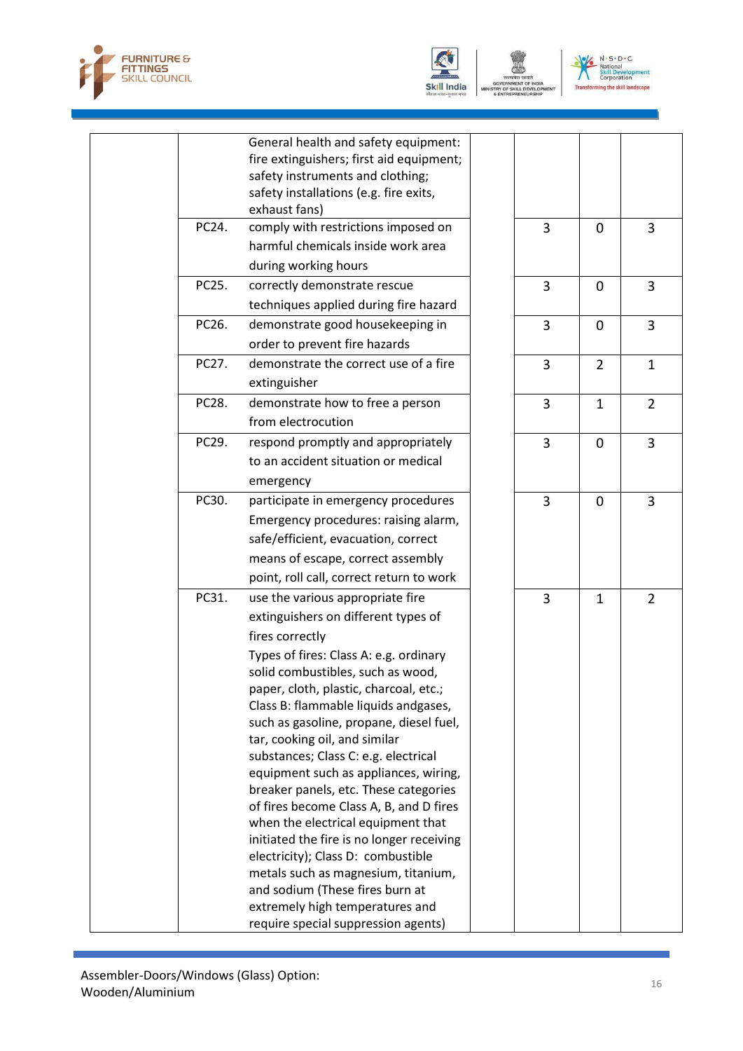| | | | | | |
|---|---|---|---|---|---|
| | | General health and safety equipment: fire extinguishers; first aid equipment; safety instruments and clothing; safety installations (e.g. fire exits, exhaust fans) | | | |
| | PC24. | comply with restrictions imposed on harmful chemicals inside work area during working hours | 3 | 0 | 3 |
| | PC25. | correctly demonstrate rescue techniques applied during fire hazard | 3 | 0 | 3 |
| | PC26. | demonstrate good housekeeping in order to prevent fire hazards | 3 | 0 | 3 |
| | PC27. | demonstrate the correct use of a fire extinguisher | 3 | 2 | 1 |
| | PC28. | demonstrate how to free a person from electrocution | 3 | 1 | 2 |
| | PC29. | respond promptly and appropriately to an accident situation or medical emergency | 3 | 0 | 3 |
| | PC30. | participate in emergency procedures Emergency procedures: raising alarm, safe/efficient, evacuation, correct means of escape, correct assembly point, roll call, correct return to work | 3 | 0 | 3 |
| | PC31. | use the various appropriate fire extinguishers on different types of fires correctly Types of fires: Class A: e.g. ordinary solid combustibles, such as wood, paper, cloth, plastic, charcoal, etc.; Class B: flammable liquids andgases, such as gasoline, propane, diesel fuel, tar, cooking oil, and similar substances; Class C: e.g. electrical equipment such as appliances, wiring, breaker panels, etc. These categories of fires become Class A, B, and D fires when the electrical equipment that initiated the fire is no longer receiving electricity); Class D: combustible metals such as magnesium, titanium, and sodium (These fires burn at extremely high temperatures and require special suppression agents) | 3 | 1 | 2 |

Assembler-Doors/Windows (Glass) Option: Wooden/Aluminium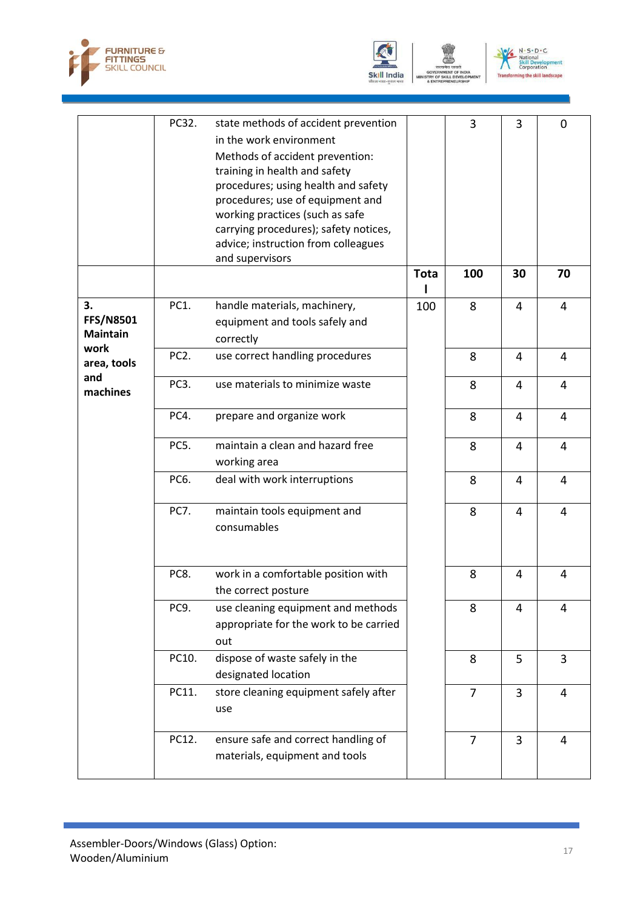| | | | | | |
|---|---|---|---|---|---|
| | PC32. state methods of accident prevention in the work environment<br>Methods of accident prevention: training in health and safety procedures; using health and safety procedures; use of equipment and working practices (such as safe carrying procedures); safety notices, advice; instruction from colleagues and supervisors | | 3 | 3 | 0 |
| | | **Total** | **100** | **30** | **70** |
| **3. FFS/N8501 Maintain work area, tools and machines** | PC1. handle materials, machinery, equipment and tools safely and correctly | 100 | 8 | 4 | 4 |
| | PC2. use correct handling procedures | | 8 | 4 | 4 |
| | PC3. use materials to minimize waste | | 8 | 4 | 4 |
| | PC4. prepare and organize work | | 8 | 4 | 4 |
| | PC5. maintain a clean and hazard free working area | | 8 | 4 | 4 |
| | PC6. deal with work interruptions | | 8 | 4 | 4 |
| | PC7. maintain tools equipment and consumables | | 8 | 4 | 4 |
| | PC8. work in a comfortable position with the correct posture | | 8 | 4 | 4 |
| | PC9. use cleaning equipment and methods appropriate for the work to be carried out | | 8 | 4 | 4 |
| | PC10. dispose of waste safely in the designated location | | 8 | 5 | 3 |
| | PC11. store cleaning equipment safely after use | | 7 | 3 | 4 |
| | PC12. ensure safe and correct handling of materials, equipment and tools | | 7 | 3 | 4 |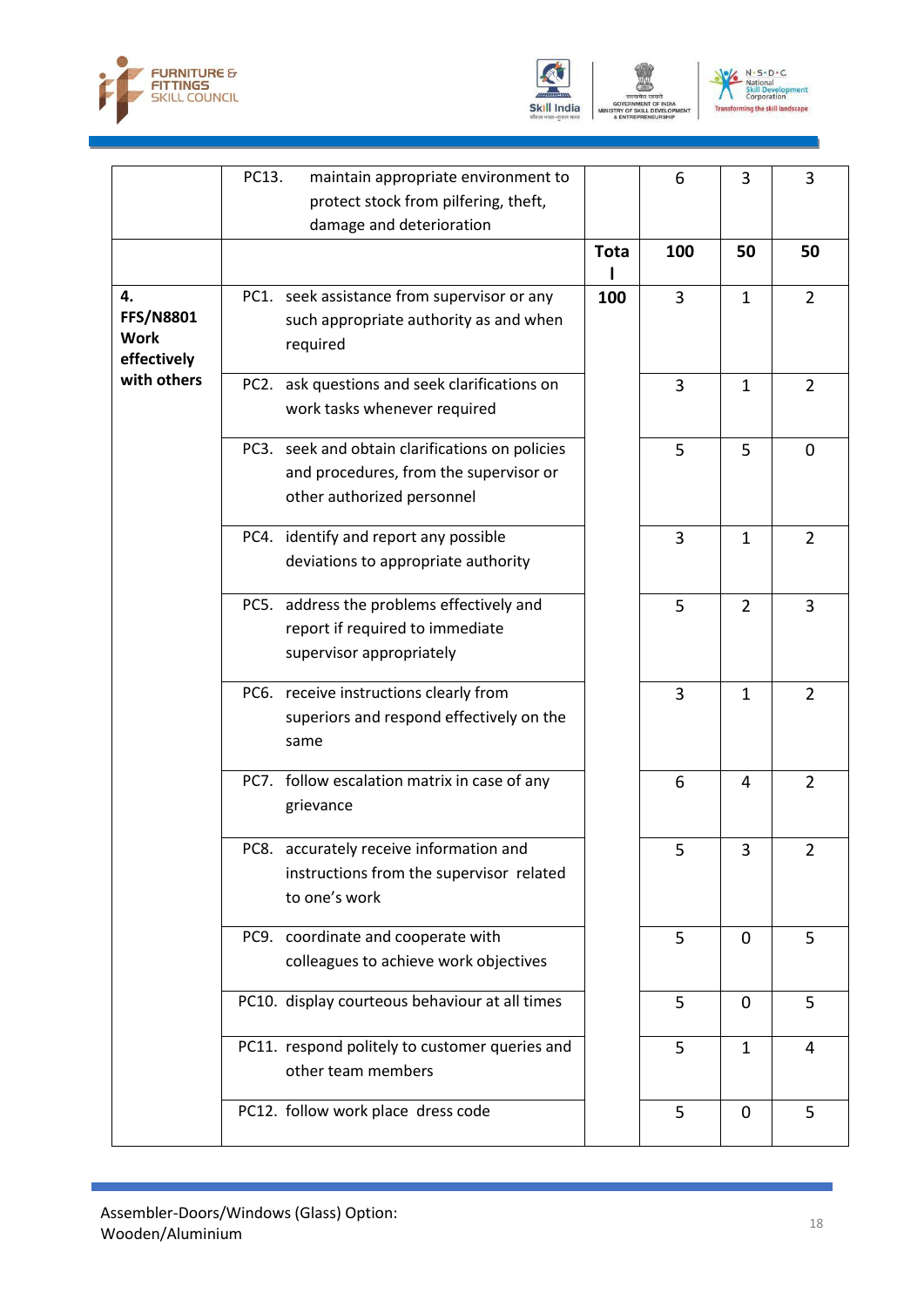| | | | | | |
|---|---|---|---|---|---|
| | PC13. maintain appropriate environment to protect stock from pilfering, theft, damage and deterioration | | 6 | 3 | 3 |
| | | **Total** | **100** | **50** | **50** |
| **4. FFS/N8801 Work effectively with others** | PC1. seek assistance from supervisor or any such appropriate authority as and when required | **100** | 3 | 1 | 2 |
| | PC2. ask questions and seek clarifications on work tasks whenever required | | 3 | 1 | 2 |
| | PC3. seek and obtain clarifications on policies and procedures, from the supervisor or other authorized personnel | | 5 | 5 | 0 |
| | PC4. identify and report any possible deviations to appropriate authority | | 3 | 1 | 2 |
| | PC5. address the problems effectively and report if required to immediate supervisor appropriately | | 5 | 2 | 3 |
| | PC6. receive instructions clearly from superiors and respond effectively on the same | | 3 | 1 | 2 |
| | PC7. follow escalation matrix in case of any grievance | | 6 | 4 | 2 |
| | PC8. accurately receive information and instructions from the supervisor related to one's work | | 5 | 3 | 2 |
| | PC9. coordinate and cooperate with colleagues to achieve work objectives | | 5 | 0 | 5 |
| | PC10. display courteous behaviour at all times | | 5 | 0 | 5 |
| | PC11. respond politely to customer queries and other team members | | 5 | 1 | 4 |
| | PC12. follow work place dress code | | 5 | 0 | 5 |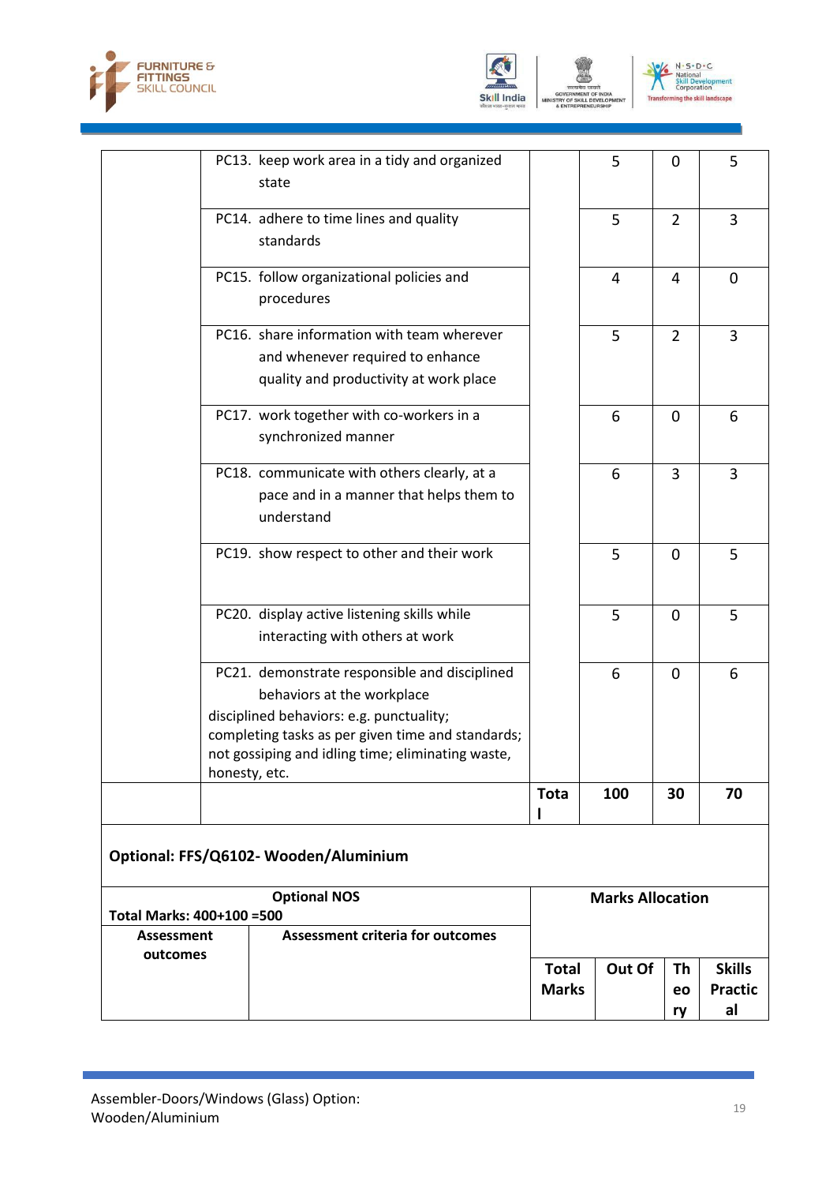| | | | | | |
|---|---|---|---|---|---|
| | PC13. keep work area in a tidy and organized state | | 5 | 0 | 5 |
| | PC14. adhere to time lines and quality standards | | 5 | 2 | 3 |
| | PC15. follow organizational policies and procedures | | 4 | 4 | 0 |
| | PC16. share information with team wherever and whenever required to enhance quality and productivity at work place | | 5 | 2 | 3 |
| | PC17. work together with co-workers in a synchronized manner | | 6 | 0 | 6 |
| | PC18. communicate with others clearly, at a pace and in a manner that helps them to understand | | 6 | 3 | 3 |
| | PC19. show respect to other and their work | | 5 | 0 | 5 |
| | PC20. display active listening skills while interacting with others at work | | 5 | 0 | 5 |
| | PC21. demonstrate responsible and disciplined behaviors at the workplace<br>disciplined behaviors: e.g. punctuality; completing tasks as per given time and standards; not gossiping and idling time; eliminating waste, honesty, etc. | | 6 | 0 | 6 |
| | | **Total** | **100** | **30** | **70** |

**Optional: FFS/Q6102- Wooden/Aluminium**

| **Optional NOS**<br>**Total Marks: 400+100 =500** | | **Marks Allocation** | | | |
|---|---|---|---|---|---|
| **Assessment outcomes** | **Assessment criteria for outcomes** | **Total Marks** | **Out Of** | **Theory** | **Skills Practical** |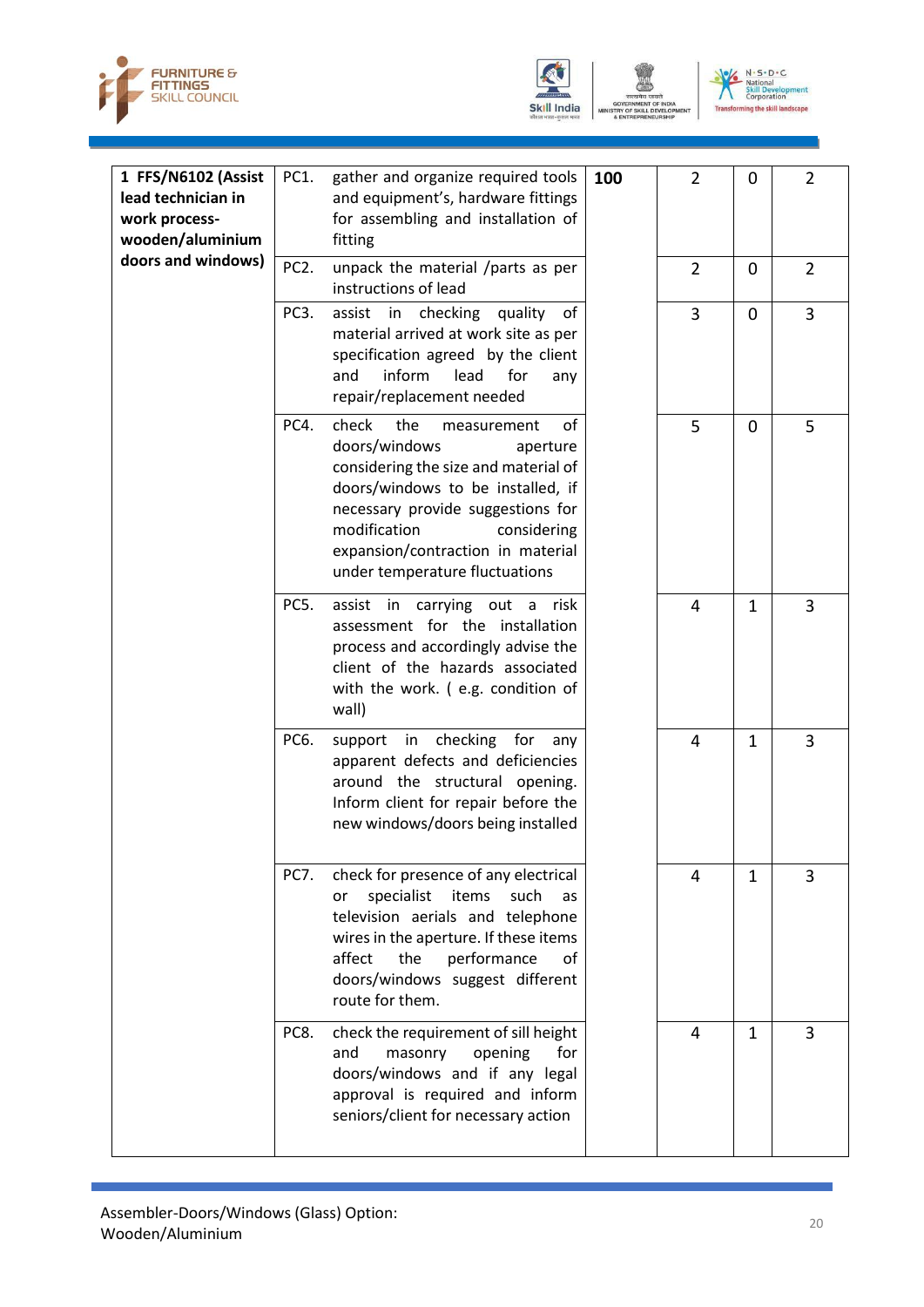| | | | | | |
|---|---|---|---|---|---|
| 1 **FFS/N6102 (Assist lead technician in work process-wooden/aluminium doors and windows)** | PC1. gather and organize required tools and equipment's, hardware fittings for assembling and installation of fitting | **100** | 2 | 0 | 2 |
| | PC2. unpack the material /parts as per instructions of lead | | 2 | 0 | 2 |
| | PC3. assist in checking quality of material arrived at work site as per specification agreed by the client and inform lead for any repair/replacement needed | | 3 | 0 | 3 |
| | PC4. check the measurement of doors/windows aperture considering the size and material of doors/windows to be installed, if necessary provide suggestions for modification considering expansion/contraction in material under temperature fluctuations | | 5 | 0 | 5 |
| | PC5. assist in carrying out a risk assessment for the installation process and accordingly advise the client of the hazards associated with the work. ( e.g. condition of wall) | | 4 | 1 | 3 |
| | PC6. support in checking for any apparent defects and deficiencies around the structural opening. Inform client for repair before the new windows/doors being installed | | 4 | 1 | 3 |
| | PC7. check for presence of any electrical or specialist items such as television aerials and telephone wires in the aperture. If these items affect the performance of doors/windows suggest different route for them. | | 4 | 1 | 3 |
| | PC8. check the requirement of sill height and masonry opening for doors/windows and if any legal approval is required and inform seniors/client for necessary action | | 4 | 1 | 3 |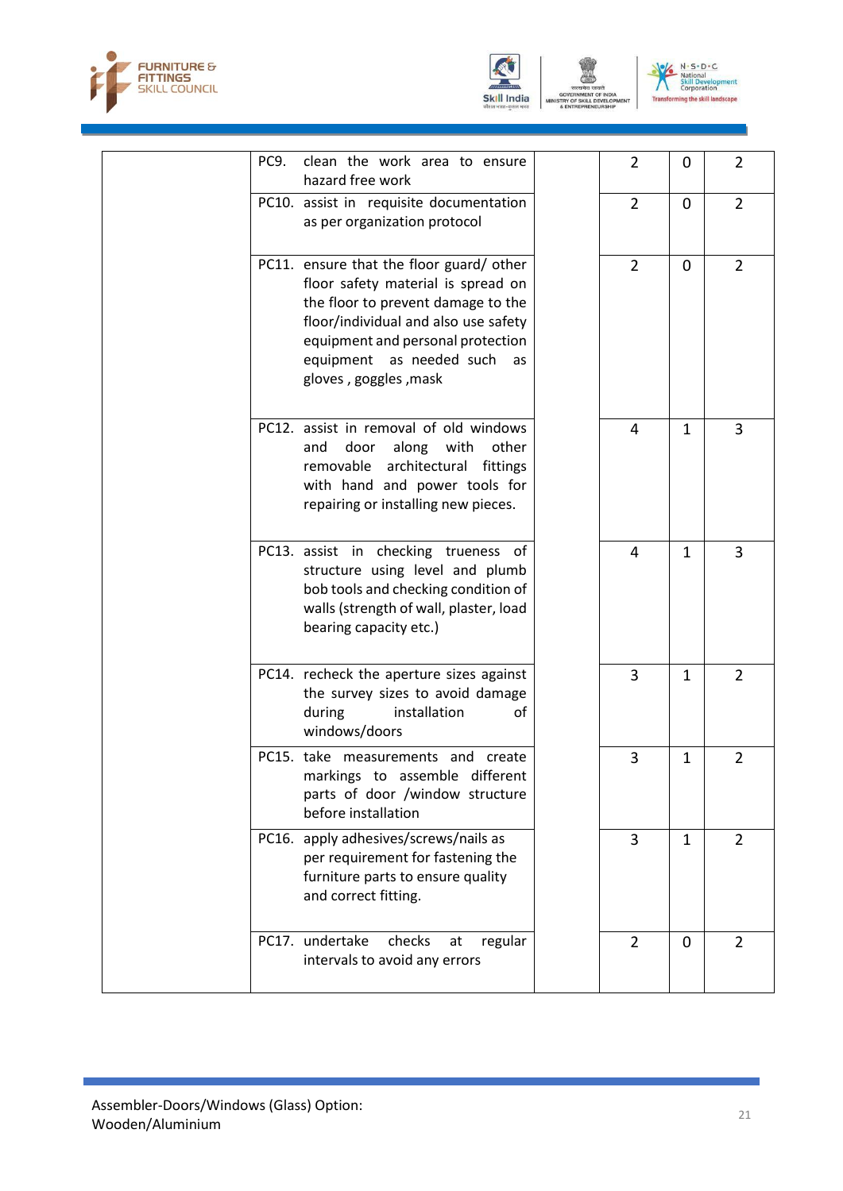| | | | | | |
|---|---|---|---|---|---|
| | PC9. clean the work area to ensure hazard free work | | 2 | 0 | 2 |
| | PC10. assist in requisite documentation as per organization protocol | | 2 | 0 | 2 |
| | PC11. ensure that the floor guard/ other floor safety material is spread on the floor to prevent damage to the floor/individual and also use safety equipment and personal protection equipment as needed such as gloves , goggles ,mask | | 2 | 0 | 2 |
| | PC12. assist in removal of old windows and door along with other removable architectural fittings with hand and power tools for repairing or installing new pieces. | | 4 | 1 | 3 |
| | PC13. assist in checking trueness of structure using level and plumb bob tools and checking condition of walls (strength of wall, plaster, load bearing capacity etc.) | | 4 | 1 | 3 |
| | PC14. recheck the aperture sizes against the survey sizes to avoid damage during installation of windows/doors | | 3 | 1 | 2 |
| | PC15. take measurements and create markings to assemble different parts of door /window structure before installation | | 3 | 1 | 2 |
| | PC16. apply adhesives/screws/nails as per requirement for fastening the furniture parts to ensure quality and correct fitting. | | 3 | 1 | 2 |
| | PC17. undertake checks at regular intervals to avoid any errors | | 2 | 0 | 2 |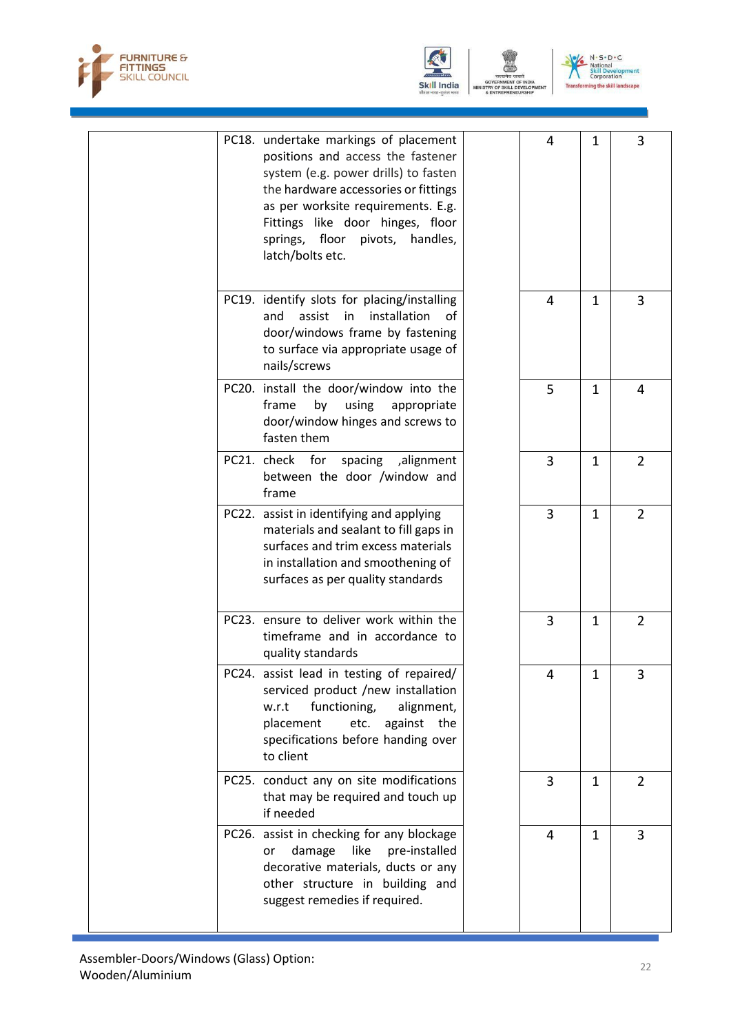| | | | | | |
|---|---|---|---|---|---|
| | PC18. undertake markings of placement positions and access the fastener system (e.g. power drills) to fasten the hardware accessories or fittings as per worksite requirements. E.g. Fittings like door hinges, floor springs, floor pivots, handles, latch/bolts etc. | | 4 | 1 | 3 |
| | PC19. identify slots for placing/installing and assist in installation of door/windows frame by fastening to surface via appropriate usage of nails/screws | | 4 | 1 | 3 |
| | PC20. install the door/window into the frame by using appropriate door/window hinges and screws to fasten them | | 5 | 1 | 4 |
| | PC21. check for spacing ,alignment between the door /window and frame | | 3 | 1 | 2 |
| | PC22. assist in identifying and applying materials and sealant to fill gaps in surfaces and trim excess materials in installation and smoothening of surfaces as per quality standards | | 3 | 1 | 2 |
| | PC23. ensure to deliver work within the timeframe and in accordance to quality standards | | 3 | 1 | 2 |
| | PC24. assist lead in testing of repaired/ serviced product /new installation w.r.t functioning, alignment, placement etc. against the specifications before handing over to client | | 4 | 1 | 3 |
| | PC25. conduct any on site modifications that may be required and touch up if needed | | 3 | 1 | 2 |
| | PC26. assist in checking for any blockage or damage like pre-installed decorative materials, ducts or any other structure in building and suggest remedies if required. | | 4 | 1 | 3 |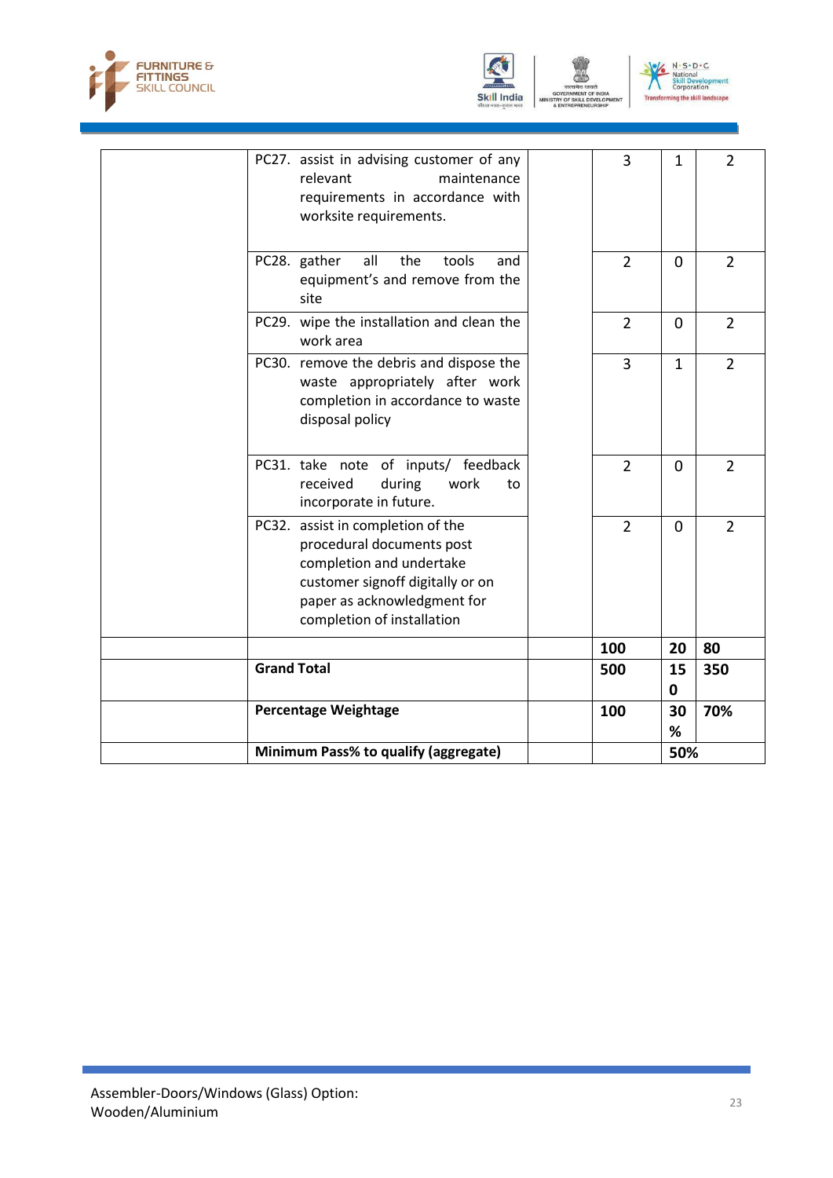| | | | | | |
|---|---|---|---|---|---|
| | PC27. assist in advising customer of any relevant maintenance requirements in accordance with worksite requirements. | | 3 | 1 | 2 |
| | PC28. gather all the tools and equipment's and remove from the site | | 2 | 0 | 2 |
| | PC29. wipe the installation and clean the work area | | 2 | 0 | 2 |
| | PC30. remove the debris and dispose the waste appropriately after work completion in accordance to waste disposal policy | | 3 | 1 | 2 |
| | PC31. take note of inputs/ feedback received during work to incorporate in future. | | 2 | 0 | 2 |
| | PC32. assist in completion of the procedural documents post completion and undertake customer signoff digitally or on paper as acknowledgment for completion of installation | | 2 | 0 | 2 |
| | | | **100** | **20** | **80** |
| | **Grand Total** | | **500** | **150** | **350** |
| | **Percentage Weightage** | | **100** | **30%** | **70%** |
| | **Minimum Pass% to qualify (aggregate)** | | | **50%** | |